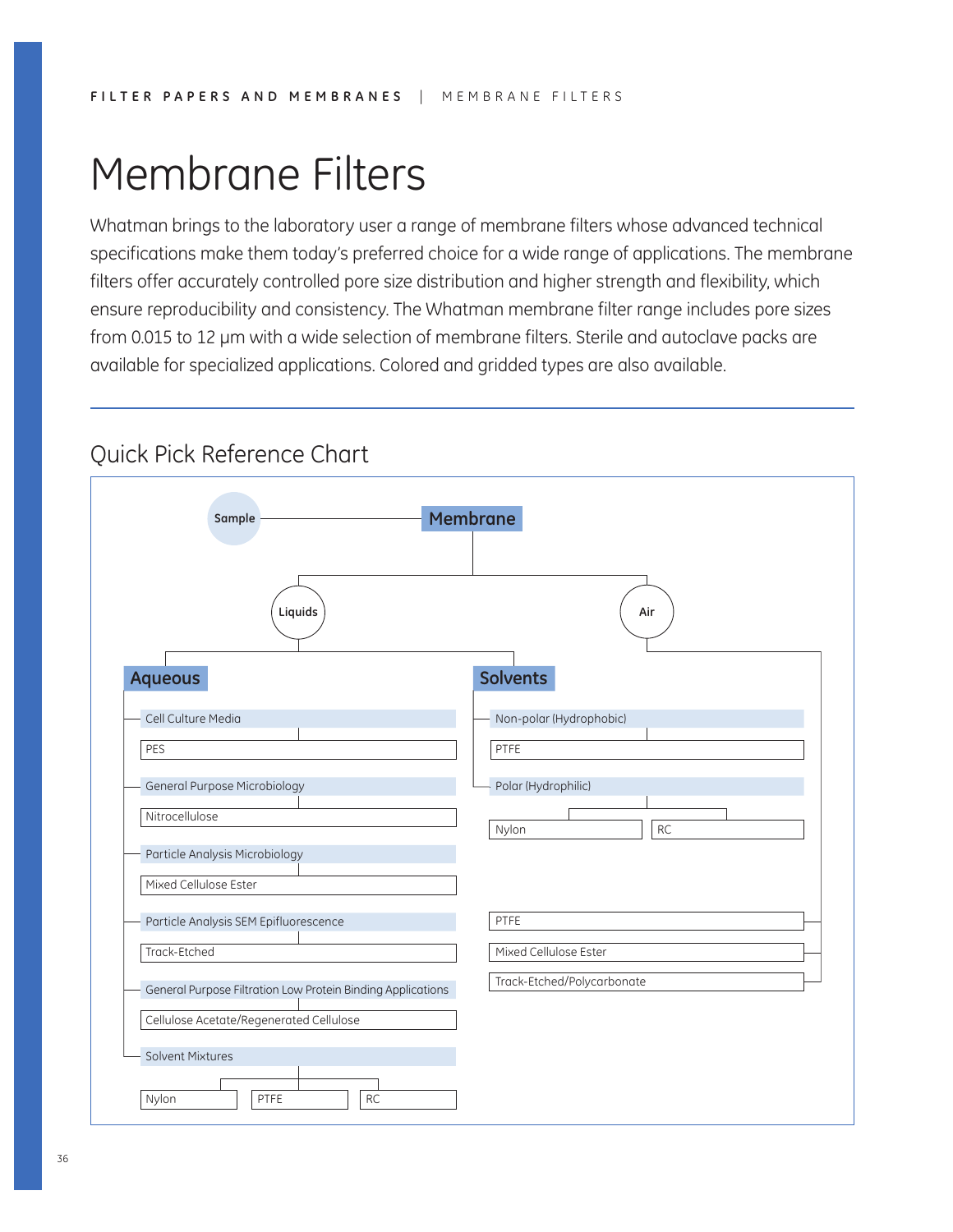# Membrane Filters

Whatman brings to the laboratory user a range of membrane filters whose advanced technical specifications make them today's preferred choice for a wide range of applications. The membrane filters offer accurately controlled pore size distribution and higher strength and flexibility, which ensure reproducibility and consistency. The Whatman membrane filter range includes pore sizes from 0.015 to 12 μm with a wide selection of membrane filters. Sterile and autoclave packs are available for specialized applications. Colored and gridded types are also available.

## Quick Pick Reference Chart

Sample — **Membrane**

- **Liquids**
  - **Aqueous**
    - Cell Culture Media
      - PES
    - General Purpose Microbiology
      - Nitrocellulose
    - Particle Analysis Microbiology
      - Mixed Cellulose Ester
    - Particle Analysis SEM Epifluorescence
      - Track-Etched
    - General Purpose Filtration Low Protein Binding Applications
      - Cellulose Acetate/Regenerated Cellulose
    - Solvent Mixtures
      - Nylon
      - PTFE
      - RC
  - **Solvents**
    - Non-polar (Hydrophobic)
      - PTFE
    - Polar (Hydrophilic)
      - Nylon
      - RC
- **Air**
  - PTFE
  - Mixed Cellulose Ester
  - Track-Etched/Polycarbonate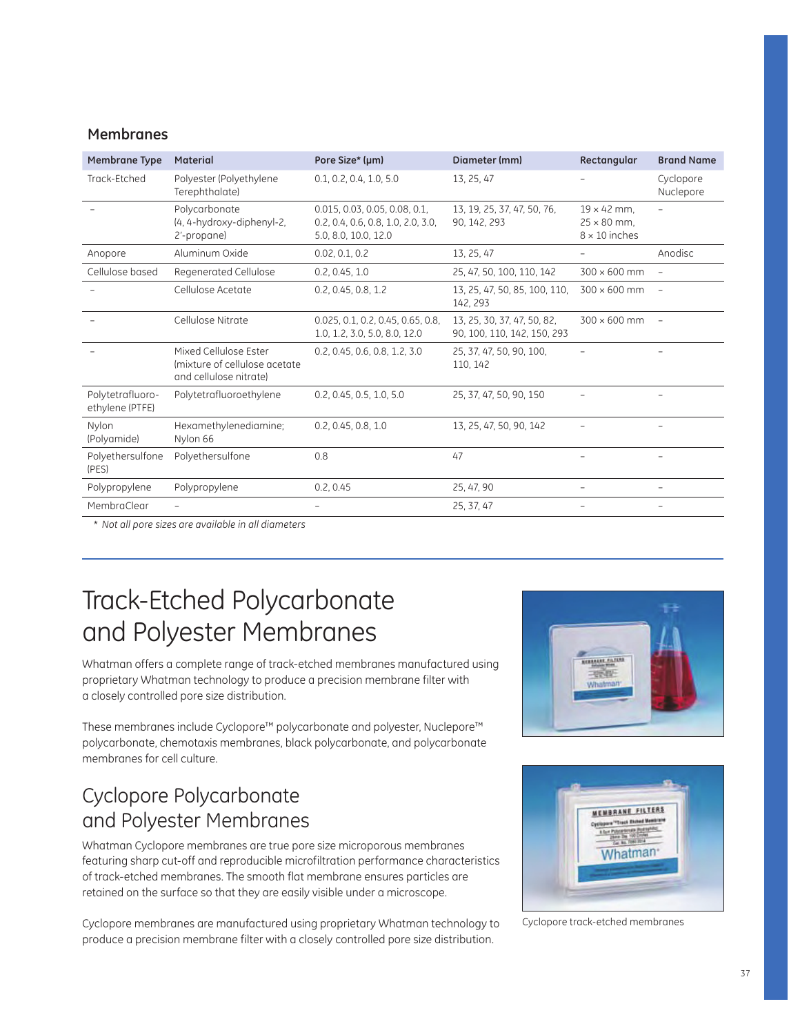## Membranes

| Membrane Type | Material | Pore Size* (µm) | Diameter (mm) | Rectangular | Brand Name |
|---|---|---|---|---|---|
| Track-Etched | Polyester (Polyethylene Terephthalate) | 0.1, 0.2, 0.4, 1.0, 5.0 | 13, 25, 47 | – | Cyclopore Nuclepore |
| – | Polycarbonate (4, 4-hydroxy-diphenyl-2, 2'-propane) | 0.015, 0.03, 0.05, 0.08, 0.1, 0.2, 0.4, 0.6, 0.8, 1.0, 2.0, 3.0, 5.0, 8.0, 10.0, 12.0 | 13, 19, 25, 37, 47, 50, 76, 90, 142, 293 | 19 × 42 mm, 25 × 80 mm, 8 × 10 inches | – |
| Anopore | Aluminum Oxide | 0.02, 0.1, 0.2 | 13, 25, 47 | – | Anodisc |
| Cellulose based | Regenerated Cellulose | 0.2, 0.45, 1.0 | 25, 47, 50, 100, 110, 142 | 300 × 600 mm | – |
| – | Cellulose Acetate | 0.2, 0.45, 0.8, 1.2 | 13, 25, 47, 50, 85, 100, 110, 142, 293 | 300 × 600 mm | – |
| – | Cellulose Nitrate | 0.025, 0.1, 0.2, 0.45, 0.65, 0.8, 1.0, 1.2, 3.0, 5.0, 8.0, 12.0 | 13, 25, 30, 37, 47, 50, 82, 90, 100, 110, 142, 150, 293 | 300 × 600 mm | – |
| – | Mixed Cellulose Ester (mixture of cellulose acetate and cellulose nitrate) | 0.2, 0.45, 0.6, 0.8, 1.2, 3.0 | 25, 37, 47, 50, 90, 100, 110, 142 | – | – |
| Polytetrafluoro-ethylene (PTFE) | Polytetrafluoroethylene | 0.2, 0.45, 0.5, 1.0, 5.0 | 25, 37, 47, 50, 90, 150 | – | – |
| Nylon (Polyamide) | Hexamethylenediamine; Nylon 66 | 0.2, 0.45, 0.8, 1.0 | 13, 25, 47, 50, 90, 142 | – | – |
| Polyethersulfone (PES) | Polyethersulfone | 0.8 | 47 | – | – |
| Polypropylene | Polypropylene | 0.2, 0.45 | 25, 47, 90 | – | – |
| MembraClear | – | – | 25, 37, 47 | – | – |

*\* Not all pore sizes are available in all diameters*

# Track-Etched Polycarbonate and Polyester Membranes

Whatman offers a complete range of track-etched membranes manufactured using proprietary Whatman technology to produce a precision membrane filter with a closely controlled pore size distribution.

These membranes include Cyclopore™ polycarbonate and polyester, Nuclepore™ polycarbonate, chemotaxis membranes, black polycarbonate, and polycarbonate membranes for cell culture.

## Cyclopore Polycarbonate and Polyester Membranes

Whatman Cyclopore membranes are true pore size microporous membranes featuring sharp cut-off and reproducible microfiltration performance characteristics of track-etched membranes. The smooth flat membrane ensures particles are retained on the surface so that they are easily visible under a microscope.

Cyclopore membranes are manufactured using proprietary Whatman technology to produce a precision membrane filter with a closely controlled pore size distribution.

Cyclopore track-etched membranes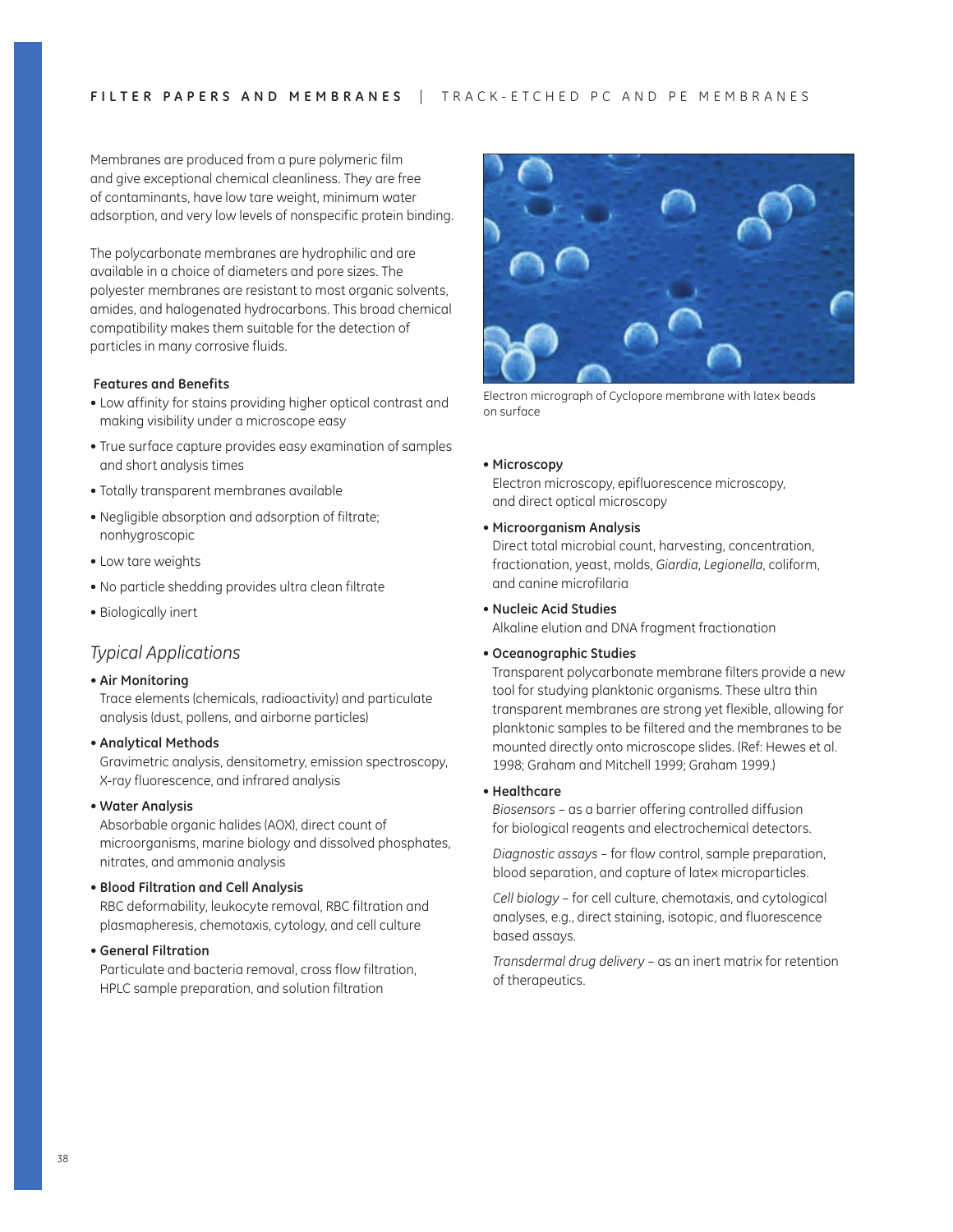Membranes are produced from a pure polymeric film and give exceptional chemical cleanliness. They are free of contaminants, have low tare weight, minimum water adsorption, and very low levels of nonspecific protein binding.

The polycarbonate membranes are hydrophilic and are available in a choice of diameters and pore sizes. The polyester membranes are resistant to most organic solvents, amides, and halogenated hydrocarbons. This broad chemical compatibility makes them suitable for the detection of particles in many corrosive fluids.

**Features and Benefits**

- Low affinity for stains providing higher optical contrast and making visibility under a microscope easy
- True surface capture provides easy examination of samples and short analysis times
- Totally transparent membranes available
- Negligible absorption and adsorption of filtrate; nonhygroscopic
- Low tare weights
- No particle shedding provides ultra clean filtrate
- Biologically inert

## *Typical Applications*

- **Air Monitoring**
  Trace elements (chemicals, radioactivity) and particulate analysis (dust, pollens, and airborne particles)
- **Analytical Methods**
  Gravimetric analysis, densitometry, emission spectroscopy, X-ray fluorescence, and infrared analysis
- **Water Analysis**
  Absorbable organic halides (AOX), direct count of microorganisms, marine biology and dissolved phosphates, nitrates, and ammonia analysis
- **Blood Filtration and Cell Analysis**
  RBC deformability, leukocyte removal, RBC filtration and plasmapheresis, chemotaxis, cytology, and cell culture
- **General Filtration**
  Particulate and bacteria removal, cross flow filtration, HPLC sample preparation, and solution filtration

Electron micrograph of Cyclopore membrane with latex beads on surface

- **Microscopy**
  Electron microscopy, epifluorescence microscopy, and direct optical microscopy
- **Microorganism Analysis**
  Direct total microbial count, harvesting, concentration, fractionation, yeast, molds, *Giardia*, *Legionella*, coliform, and canine microfilaria
- **Nucleic Acid Studies**
  Alkaline elution and DNA fragment fractionation
- **Oceanographic Studies**
  Transparent polycarbonate membrane filters provide a new tool for studying planktonic organisms. These ultra thin transparent membranes are strong yet flexible, allowing for planktonic samples to be filtered and the membranes to be mounted directly onto microscope slides. (Ref: Hewes et al. 1998; Graham and Mitchell 1999; Graham 1999.)
- **Healthcare**
  *Biosensors* – as a barrier offering controlled diffusion for biological reagents and electrochemical detectors.

  *Diagnostic assays* – for flow control, sample preparation, blood separation, and capture of latex microparticles.

  *Cell biology* – for cell culture, chemotaxis, and cytological analyses, e.g., direct staining, isotopic, and fluorescence based assays.

  *Transdermal drug delivery* – as an inert matrix for retention of therapeutics.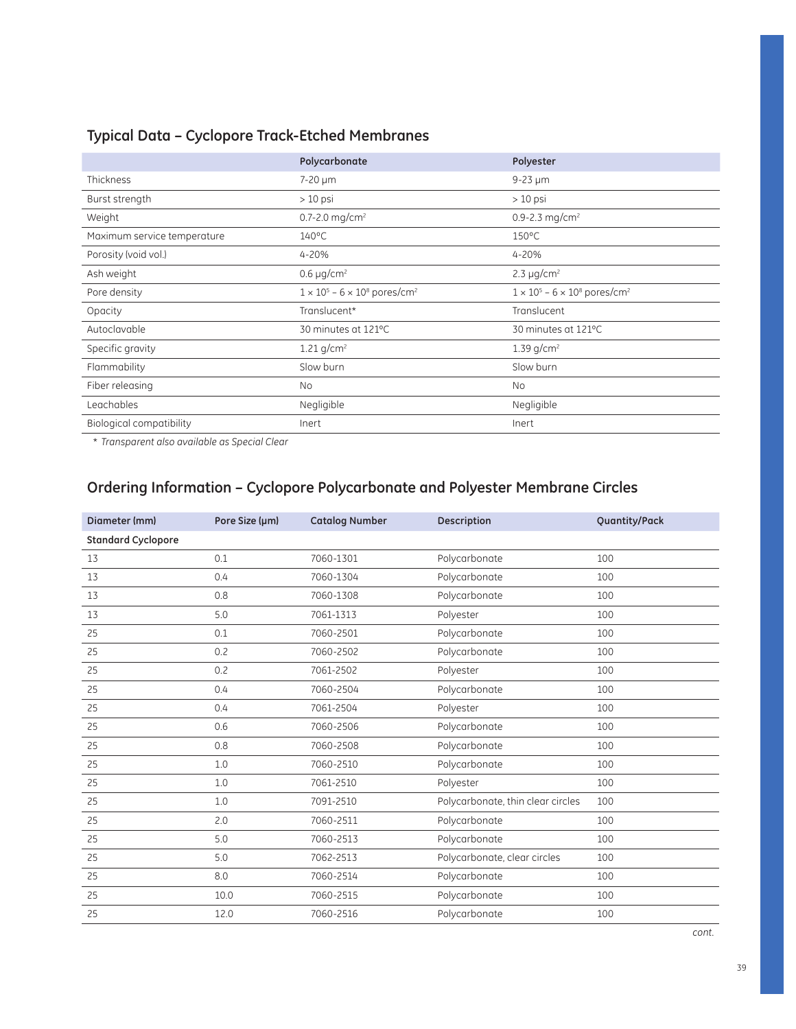## Typical Data – Cyclopore Track-Etched Membranes

| | Polycarbonate | Polyester |
|---|---|---|
| Thickness | 7-20 µm | 9-23 µm |
| Burst strength | > 10 psi | > 10 psi |
| Weight | 0.7-2.0 mg/cm$^2$ | 0.9-2.3 mg/cm$^2$ |
| Maximum service temperature | 140°C | 150°C |
| Porosity (void vol.) | 4-20% | 4-20% |
| Ash weight | 0.6 µg/cm$^2$ | 2.3 µg/cm$^2$ |
| Pore density | $1 \times 10^5 - 6 \times 10^8$ pores/cm$^2$ | $1 \times 10^5 - 6 \times 10^8$ pores/cm$^2$ |
| Opacity | Translucent* | Translucent |
| Autoclavable | 30 minutes at 121°C | 30 minutes at 121°C |
| Specific gravity | 1.21 g/cm$^2$ | 1.39 g/cm$^2$ |
| Flammability | Slow burn | Slow burn |
| Fiber releasing | No | No |
| Leachables | Negligible | Negligible |
| Biological compatibility | Inert | Inert |

*\* Transparent also available as Special Clear*

## Ordering Information – Cyclopore Polycarbonate and Polyester Membrane Circles

| Diameter (mm) | Pore Size (µm) | Catalog Number | Description | Quantity/Pack |
|---|---|---|---|---|
| **Standard Cyclopore** | | | | |
| 13 | 0.1 | 7060-1301 | Polycarbonate | 100 |
| 13 | 0.4 | 7060-1304 | Polycarbonate | 100 |
| 13 | 0.8 | 7060-1308 | Polycarbonate | 100 |
| 13 | 5.0 | 7061-1313 | Polyester | 100 |
| 25 | 0.1 | 7060-2501 | Polycarbonate | 100 |
| 25 | 0.2 | 7060-2502 | Polycarbonate | 100 |
| 25 | 0.2 | 7061-2502 | Polyester | 100 |
| 25 | 0.4 | 7060-2504 | Polycarbonate | 100 |
| 25 | 0.4 | 7061-2504 | Polyester | 100 |
| 25 | 0.6 | 7060-2506 | Polycarbonate | 100 |
| 25 | 0.8 | 7060-2508 | Polycarbonate | 100 |
| 25 | 1.0 | 7060-2510 | Polycarbonate | 100 |
| 25 | 1.0 | 7061-2510 | Polyester | 100 |
| 25 | 1.0 | 7091-2510 | Polycarbonate, thin clear circles | 100 |
| 25 | 2.0 | 7060-2511 | Polycarbonate | 100 |
| 25 | 5.0 | 7060-2513 | Polycarbonate | 100 |
| 25 | 5.0 | 7062-2513 | Polycarbonate, clear circles | 100 |
| 25 | 8.0 | 7060-2514 | Polycarbonate | 100 |
| 25 | 10.0 | 7060-2515 | Polycarbonate | 100 |
| 25 | 12.0 | 7060-2516 | Polycarbonate | 100 |

*cont.*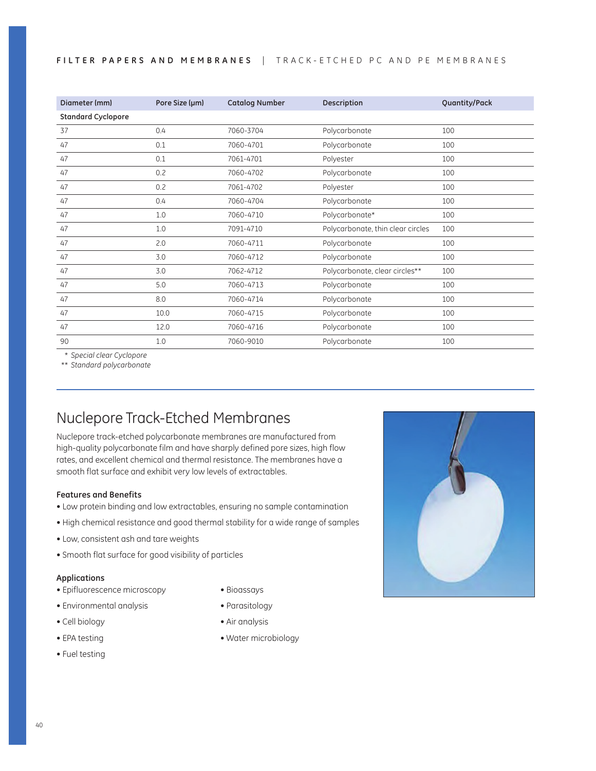| Diameter (mm) | Pore Size (μm) | Catalog Number | Description | Quantity/Pack |
|---|---|---|---|---|
| **Standard Cyclopore** | | | | |
| 37 | 0.4 | 7060-3704 | Polycarbonate | 100 |
| 47 | 0.1 | 7060-4701 | Polycarbonate | 100 |
| 47 | 0.1 | 7061-4701 | Polyester | 100 |
| 47 | 0.2 | 7060-4702 | Polycarbonate | 100 |
| 47 | 0.2 | 7061-4702 | Polyester | 100 |
| 47 | 0.4 | 7060-4704 | Polycarbonate | 100 |
| 47 | 1.0 | 7060-4710 | Polycarbonate* | 100 |
| 47 | 1.0 | 7091-4710 | Polycarbonate, thin clear circles | 100 |
| 47 | 2.0 | 7060-4711 | Polycarbonate | 100 |
| 47 | 3.0 | 7060-4712 | Polycarbonate | 100 |
| 47 | 3.0 | 7062-4712 | Polycarbonate, clear circles** | 100 |
| 47 | 5.0 | 7060-4713 | Polycarbonate | 100 |
| 47 | 8.0 | 7060-4714 | Polycarbonate | 100 |
| 47 | 10.0 | 7060-4715 | Polycarbonate | 100 |
| 47 | 12.0 | 7060-4716 | Polycarbonate | 100 |
| 90 | 1.0 | 7060-9010 | Polycarbonate | 100 |

\* *Special clear Cyclopore*
\*\* *Standard polycarbonate*

## Nuclepore Track-Etched Membranes

Nuclepore track-etched polycarbonate membranes are manufactured from high-quality polycarbonate film and have sharply defined pore sizes, high flow rates, and excellent chemical and thermal resistance. The membranes have a smooth flat surface and exhibit very low levels of extractables.

### Features and Benefits

- Low protein binding and low extractables, ensuring no sample contamination
- High chemical resistance and good thermal stability for a wide range of samples
- Low, consistent ash and tare weights
- Smooth flat surface for good visibility of particles

### Applications

- Epifluorescence microscopy
- Environmental analysis
- Cell biology
- EPA testing
- Fuel testing
- Bioassays
- Parasitology
- Air analysis
- Water microbiology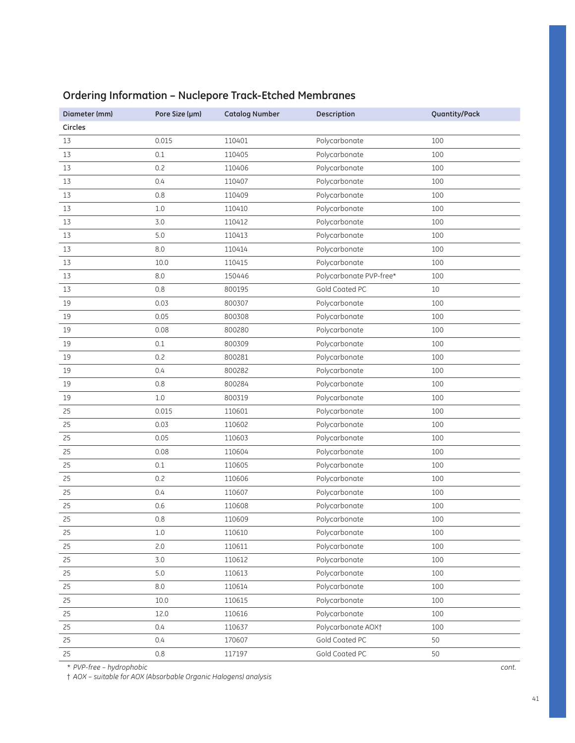## Ordering Information – Nuclepore Track-Etched Membranes

| Diameter (mm) | Pore Size (µm) | Catalog Number | Description | Quantity/Pack |
|---|---|---|---|---|
| **Circles** | | | | |
| 13 | 0.015 | 110401 | Polycarbonate | 100 |
| 13 | 0.1 | 110405 | Polycarbonate | 100 |
| 13 | 0.2 | 110406 | Polycarbonate | 100 |
| 13 | 0.4 | 110407 | Polycarbonate | 100 |
| 13 | 0.8 | 110409 | Polycarbonate | 100 |
| 13 | 1.0 | 110410 | Polycarbonate | 100 |
| 13 | 3.0 | 110412 | Polycarbonate | 100 |
| 13 | 5.0 | 110413 | Polycarbonate | 100 |
| 13 | 8.0 | 110414 | Polycarbonate | 100 |
| 13 | 10.0 | 110415 | Polycarbonate | 100 |
| 13 | 8.0 | 150446 | Polycarbonate PVP-free* | 100 |
| 13 | 0.8 | 800195 | Gold Coated PC | 10 |
| 19 | 0.03 | 800307 | Polycarbonate | 100 |
| 19 | 0.05 | 800308 | Polycarbonate | 100 |
| 19 | 0.08 | 800280 | Polycarbonate | 100 |
| 19 | 0.1 | 800309 | Polycarbonate | 100 |
| 19 | 0.2 | 800281 | Polycarbonate | 100 |
| 19 | 0.4 | 800282 | Polycarbonate | 100 |
| 19 | 0.8 | 800284 | Polycarbonate | 100 |
| 19 | 1.0 | 800319 | Polycarbonate | 100 |
| 25 | 0.015 | 110601 | Polycarbonate | 100 |
| 25 | 0.03 | 110602 | Polycarbonate | 100 |
| 25 | 0.05 | 110603 | Polycarbonate | 100 |
| 25 | 0.08 | 110604 | Polycarbonate | 100 |
| 25 | 0.1 | 110605 | Polycarbonate | 100 |
| 25 | 0.2 | 110606 | Polycarbonate | 100 |
| 25 | 0.4 | 110607 | Polycarbonate | 100 |
| 25 | 0.6 | 110608 | Polycarbonate | 100 |
| 25 | 0.8 | 110609 | Polycarbonate | 100 |
| 25 | 1.0 | 110610 | Polycarbonate | 100 |
| 25 | 2.0 | 110611 | Polycarbonate | 100 |
| 25 | 3.0 | 110612 | Polycarbonate | 100 |
| 25 | 5.0 | 110613 | Polycarbonate | 100 |
| 25 | 8.0 | 110614 | Polycarbonate | 100 |
| 25 | 10.0 | 110615 | Polycarbonate | 100 |
| 25 | 12.0 | 110616 | Polycarbonate | 100 |
| 25 | 0.4 | 110637 | Polycarbonate AOX† | 100 |
| 25 | 0.4 | 170607 | Gold Coated PC | 50 |
| 25 | 0.8 | 117197 | Gold Coated PC | 50 |

*\* PVP-free – hydrophobic*

*† AOX – suitable for AOX (Absorbable Organic Halogens) analysis*

*cont.*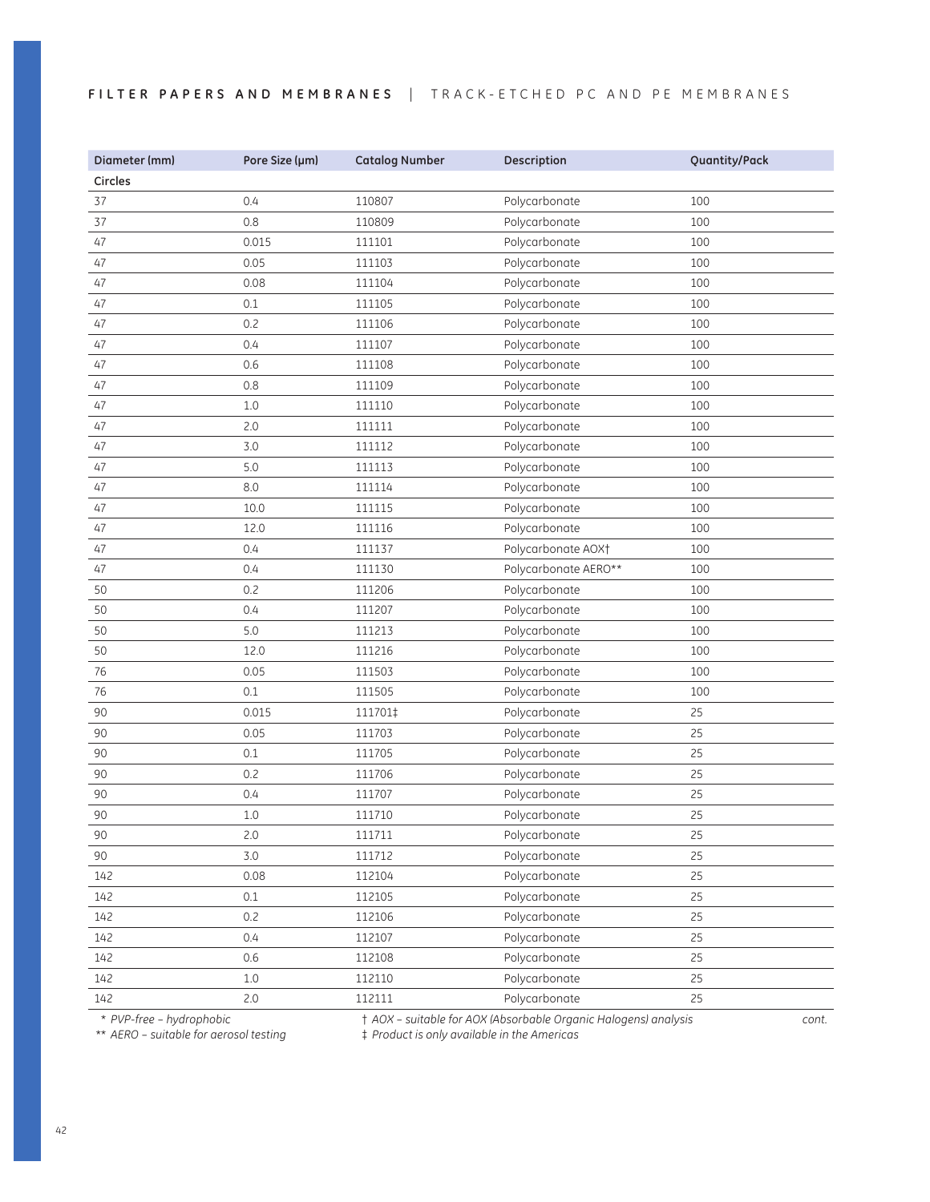**FILTER PAPERS AND MEMBRANES** | TRACK-ETCHED PC AND PE MEMBRANES

| Diameter (mm) | Pore Size (µm) | Catalog Number | Description | Quantity/Pack |
|---|---|---|---|---|
| **Circles** | | | | |
| 37 | 0.4 | 110807 | Polycarbonate | 100 |
| 37 | 0.8 | 110809 | Polycarbonate | 100 |
| 47 | 0.015 | 111101 | Polycarbonate | 100 |
| 47 | 0.05 | 111103 | Polycarbonate | 100 |
| 47 | 0.08 | 111104 | Polycarbonate | 100 |
| 47 | 0.1 | 111105 | Polycarbonate | 100 |
| 47 | 0.2 | 111106 | Polycarbonate | 100 |
| 47 | 0.4 | 111107 | Polycarbonate | 100 |
| 47 | 0.6 | 111108 | Polycarbonate | 100 |
| 47 | 0.8 | 111109 | Polycarbonate | 100 |
| 47 | 1.0 | 111110 | Polycarbonate | 100 |
| 47 | 2.0 | 111111 | Polycarbonate | 100 |
| 47 | 3.0 | 111112 | Polycarbonate | 100 |
| 47 | 5.0 | 111113 | Polycarbonate | 100 |
| 47 | 8.0 | 111114 | Polycarbonate | 100 |
| 47 | 10.0 | 111115 | Polycarbonate | 100 |
| 47 | 12.0 | 111116 | Polycarbonate | 100 |
| 47 | 0.4 | 111137 | Polycarbonate AOX† | 100 |
| 47 | 0.4 | 111130 | Polycarbonate AERO** | 100 |
| 50 | 0.2 | 111206 | Polycarbonate | 100 |
| 50 | 0.4 | 111207 | Polycarbonate | 100 |
| 50 | 5.0 | 111213 | Polycarbonate | 100 |
| 50 | 12.0 | 111216 | Polycarbonate | 100 |
| 76 | 0.05 | 111503 | Polycarbonate | 100 |
| 76 | 0.1 | 111505 | Polycarbonate | 100 |
| 90 | 0.015 | 111701‡ | Polycarbonate | 25 |
| 90 | 0.05 | 111703 | Polycarbonate | 25 |
| 90 | 0.1 | 111705 | Polycarbonate | 25 |
| 90 | 0.2 | 111706 | Polycarbonate | 25 |
| 90 | 0.4 | 111707 | Polycarbonate | 25 |
| 90 | 1.0 | 111710 | Polycarbonate | 25 |
| 90 | 2.0 | 111711 | Polycarbonate | 25 |
| 90 | 3.0 | 111712 | Polycarbonate | 25 |
| 142 | 0.08 | 112104 | Polycarbonate | 25 |
| 142 | 0.1 | 112105 | Polycarbonate | 25 |
| 142 | 0.2 | 112106 | Polycarbonate | 25 |
| 142 | 0.4 | 112107 | Polycarbonate | 25 |
| 142 | 0.6 | 112108 | Polycarbonate | 25 |
| 142 | 1.0 | 112110 | Polycarbonate | 25 |
| 142 | 2.0 | 112111 | Polycarbonate | 25 |

*\* PVP-free – hydrophobic*
*\*\* AERO – suitable for aerosol testing*
*† AOX – suitable for AOX (Absorbable Organic Halogens) analysis*
*‡ Product is only available in the Americas*

*cont.*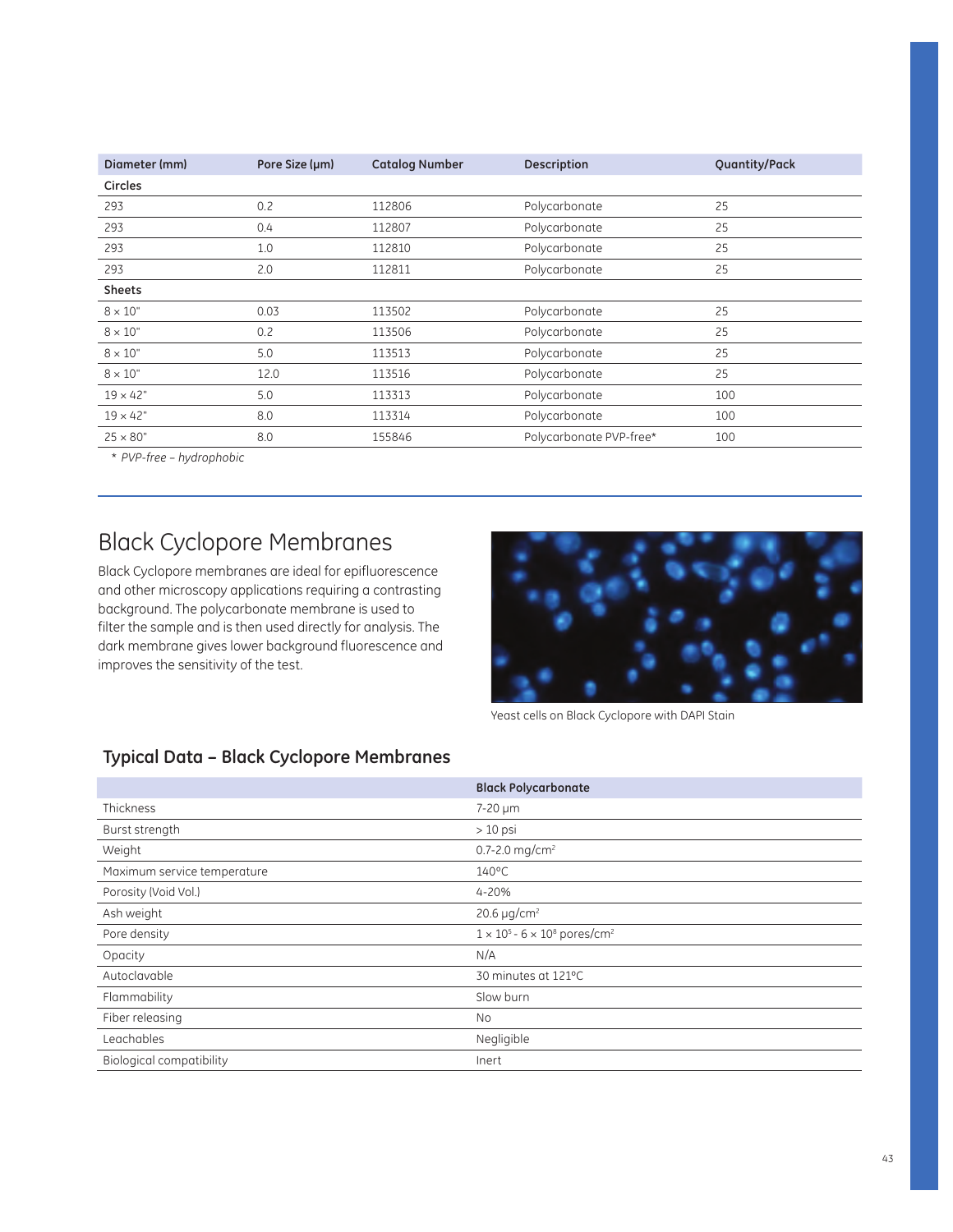| Diameter (mm) | Pore Size (µm) | Catalog Number | Description | Quantity/Pack |
|---|---|---|---|---|
| **Circles** | | | | |
| 293 | 0.2 | 112806 | Polycarbonate | 25 |
| 293 | 0.4 | 112807 | Polycarbonate | 25 |
| 293 | 1.0 | 112810 | Polycarbonate | 25 |
| 293 | 2.0 | 112811 | Polycarbonate | 25 |
| **Sheets** | | | | |
| 8 × 10" | 0.03 | 113502 | Polycarbonate | 25 |
| 8 × 10" | 0.2 | 113506 | Polycarbonate | 25 |
| 8 × 10" | 5.0 | 113513 | Polycarbonate | 25 |
| 8 × 10" | 12.0 | 113516 | Polycarbonate | 25 |
| 19 × 42" | 5.0 | 113313 | Polycarbonate | 100 |
| 19 × 42" | 8.0 | 113314 | Polycarbonate | 100 |
| 25 × 80" | 8.0 | 155846 | Polycarbonate PVP-free* | 100 |

*\* PVP-free – hydrophobic*

# Black Cyclopore Membranes

Black Cyclopore membranes are ideal for epifluorescence and other microscopy applications requiring a contrasting background. The polycarbonate membrane is used to filter the sample and is then used directly for analysis. The dark membrane gives lower background fluorescence and improves the sensitivity of the test.

Yeast cells on Black Cyclopore with DAPI Stain

## Typical Data – Black Cyclopore Membranes

| | Black Polycarbonate |
|---|---|
| Thickness | 7-20 µm |
| Burst strength | > 10 psi |
| Weight | 0.7-2.0 mg/cm$^2$ |
| Maximum service temperature | 140°C |
| Porosity (Void Vol.) | 4-20% |
| Ash weight | 20.6 µg/cm$^2$ |
| Pore density | $1 \times 10^5$ - $6 \times 10^8$ pores/cm$^2$ |
| Opacity | N/A |
| Autoclavable | 30 minutes at 121°C |
| Flammability | Slow burn |
| Fiber releasing | No |
| Leachables | Negligible |
| Biological compatibility | Inert |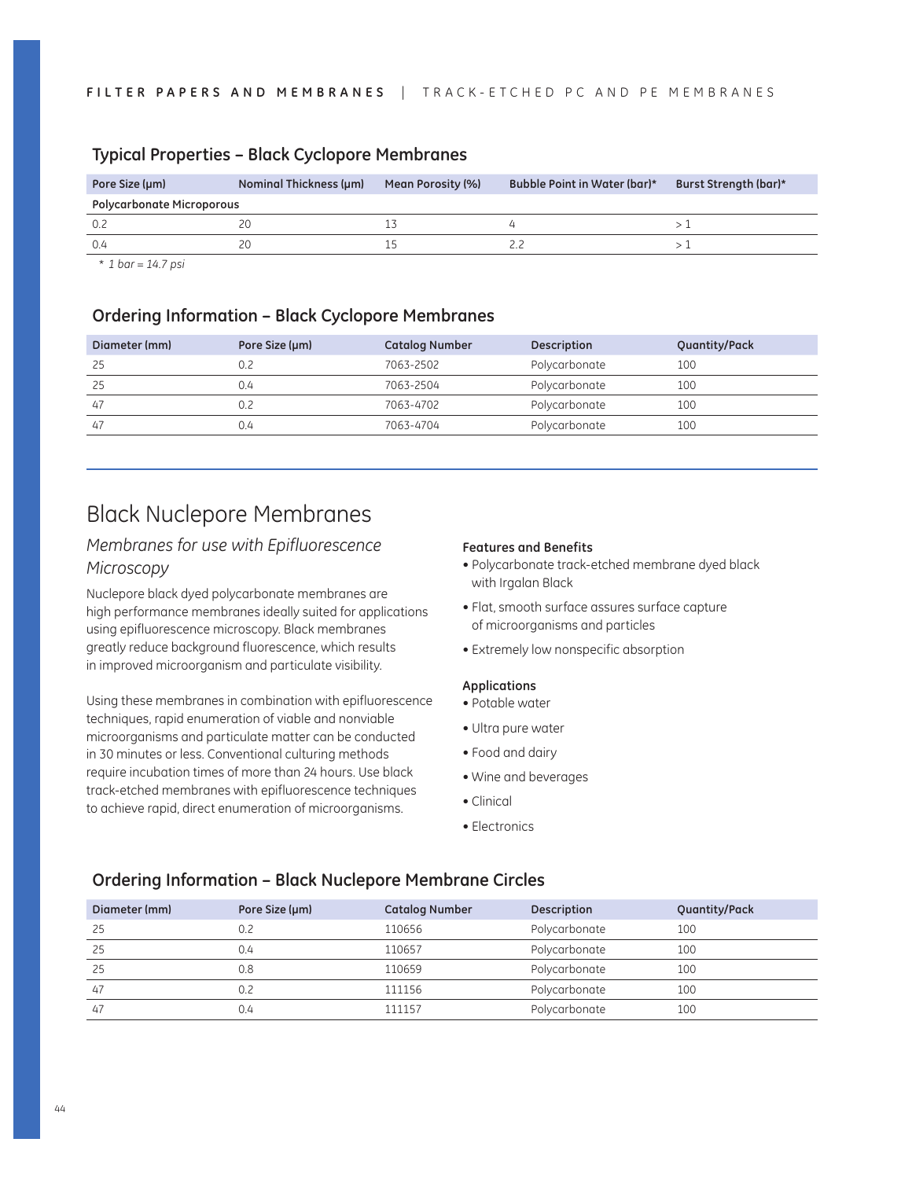## Typical Properties – Black Cyclopore Membranes

| Pore Size (µm) | Nominal Thickness (µm) | Mean Porosity (%) | Bubble Point in Water (bar)* | Burst Strength (bar)* |
|---|---|---|---|---|
| **Polycarbonate Microporous** | | | | |
| 0.2 | 20 | 13 | 4 | > 1 |
| 0.4 | 20 | 15 | 2.2 | > 1 |

*\* 1 bar = 14.7 psi*

## Ordering Information – Black Cyclopore Membranes

| Diameter (mm) | Pore Size (µm) | Catalog Number | Description | Quantity/Pack |
|---|---|---|---|---|
| 25 | 0.2 | 7063-2502 | Polycarbonate | 100 |
| 25 | 0.4 | 7063-2504 | Polycarbonate | 100 |
| 47 | 0.2 | 7063-4702 | Polycarbonate | 100 |
| 47 | 0.4 | 7063-4704 | Polycarbonate | 100 |

# Black Nuclepore Membranes

*Membranes for use with Epifluorescence Microscopy*

Nuclepore black dyed polycarbonate membranes are high performance membranes ideally suited for applications using epifluorescence microscopy. Black membranes greatly reduce background fluorescence, which results in improved microorganism and particulate visibility.

Using these membranes in combination with epifluorescence techniques, rapid enumeration of viable and nonviable microorganisms and particulate matter can be conducted in 30 minutes or less. Conventional culturing methods require incubation times of more than 24 hours. Use black track-etched membranes with epifluorescence techniques to achieve rapid, direct enumeration of microorganisms.

**Features and Benefits**

- Polycarbonate track-etched membrane dyed black with Irgalan Black
- Flat, smooth surface assures surface capture of microorganisms and particles
- Extremely low nonspecific absorption

**Applications**

- Potable water
- Ultra pure water
- Food and dairy
- Wine and beverages
- Clinical
- Electronics

## Ordering Information – Black Nuclepore Membrane Circles

| Diameter (mm) | Pore Size (µm) | Catalog Number | Description | Quantity/Pack |
|---|---|---|---|---|
| 25 | 0.2 | 110656 | Polycarbonate | 100 |
| 25 | 0.4 | 110657 | Polycarbonate | 100 |
| 25 | 0.8 | 110659 | Polycarbonate | 100 |
| 47 | 0.2 | 111156 | Polycarbonate | 100 |
| 47 | 0.4 | 111157 | Polycarbonate | 100 |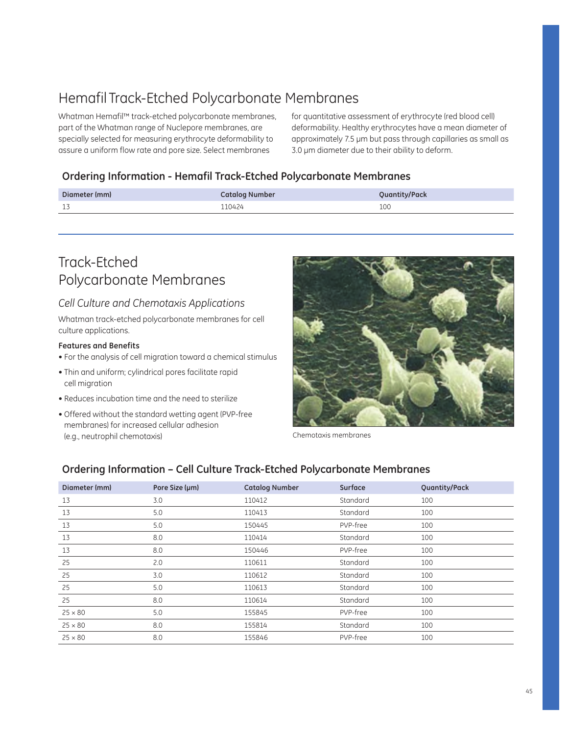# Hemafil Track-Etched Polycarbonate Membranes

Whatman Hemafil™ track-etched polycarbonate membranes, part of the Whatman range of Nuclepore membranes, are specially selected for measuring erythrocyte deformability to assure a uniform flow rate and pore size. Select membranes for quantitative assessment of erythrocyte (red blood cell) deformability. Healthy erythrocytes have a mean diameter of approximately 7.5 μm but pass through capillaries as small as 3.0 μm diameter due to their ability to deform.

## Ordering Information - Hemafil Track-Etched Polycarbonate Membranes

| Diameter (mm) | Catalog Number | Quantity/Pack |
|---|---|---|
| 13 | 110424 | 100 |

# Track-Etched Polycarbonate Membranes

### *Cell Culture and Chemotaxis Applications*

Whatman track-etched polycarbonate membranes for cell culture applications.

**Features and Benefits**

- For the analysis of cell migration toward a chemical stimulus
- Thin and uniform; cylindrical pores facilitate rapid cell migration
- Reduces incubation time and the need to sterilize
- Offered without the standard wetting agent (PVP-free membranes) for increased cellular adhesion (e.g., neutrophil chemotaxis)

Chemotaxis membranes

## Ordering Information – Cell Culture Track-Etched Polycarbonate Membranes

| Diameter (mm) | Pore Size (μm) | Catalog Number | Surface | Quantity/Pack |
|---|---|---|---|---|
| 13 | 3.0 | 110412 | Standard | 100 |
| 13 | 5.0 | 110413 | Standard | 100 |
| 13 | 5.0 | 150445 | PVP-free | 100 |
| 13 | 8.0 | 110414 | Standard | 100 |
| 13 | 8.0 | 150446 | PVP-free | 100 |
| 25 | 2.0 | 110611 | Standard | 100 |
| 25 | 3.0 | 110612 | Standard | 100 |
| 25 | 5.0 | 110613 | Standard | 100 |
| 25 | 8.0 | 110614 | Standard | 100 |
| 25 × 80 | 5.0 | 155845 | PVP-free | 100 |
| 25 × 80 | 8.0 | 155814 | Standard | 100 |
| 25 × 80 | 8.0 | 155846 | PVP-free | 100 |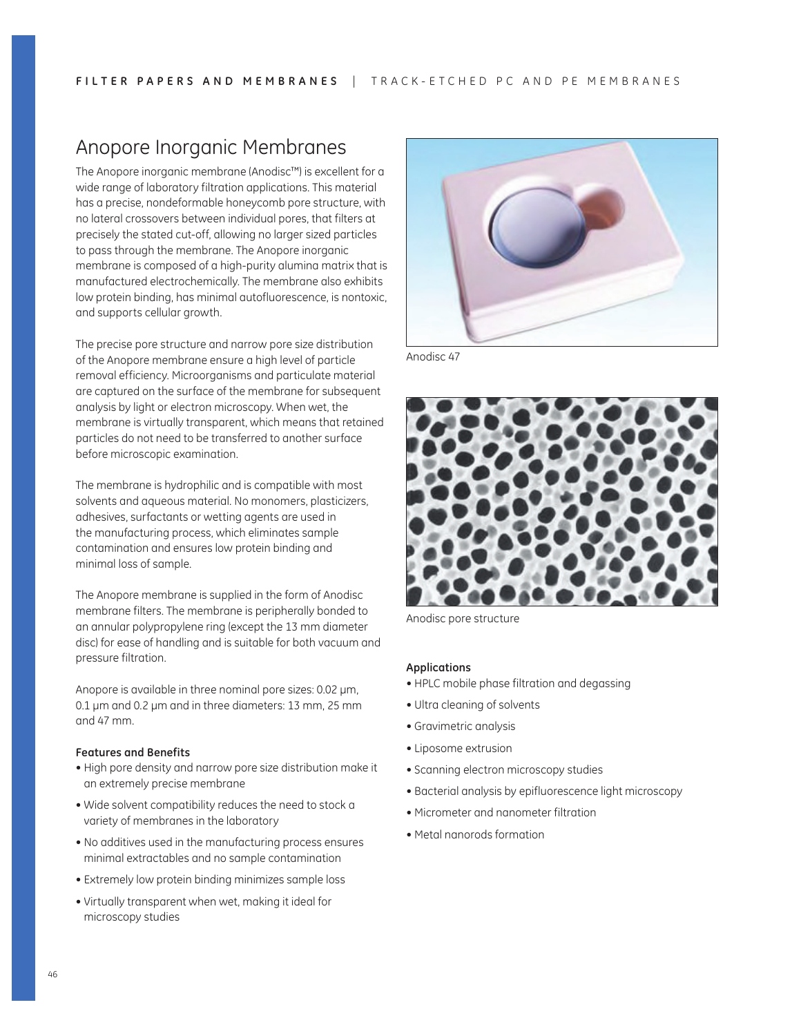# Anopore Inorganic Membranes

The Anopore inorganic membrane (Anodisc™) is excellent for a wide range of laboratory filtration applications. This material has a precise, nondeformable honeycomb pore structure, with no lateral crossovers between individual pores, that filters at precisely the stated cut-off, allowing no larger sized particles to pass through the membrane. The Anopore inorganic membrane is composed of a high-purity alumina matrix that is manufactured electrochemically. The membrane also exhibits low protein binding, has minimal autofluorescence, is nontoxic, and supports cellular growth.

The precise pore structure and narrow pore size distribution of the Anopore membrane ensure a high level of particle removal efficiency. Microorganisms and particulate material are captured on the surface of the membrane for subsequent analysis by light or electron microscopy. When wet, the membrane is virtually transparent, which means that retained particles do not need to be transferred to another surface before microscopic examination.

The membrane is hydrophilic and is compatible with most solvents and aqueous material. No monomers, plasticizers, adhesives, surfactants or wetting agents are used in the manufacturing process, which eliminates sample contamination and ensures low protein binding and minimal loss of sample.

The Anopore membrane is supplied in the form of Anodisc membrane filters. The membrane is peripherally bonded to an annular polypropylene ring (except the 13 mm diameter disc) for ease of handling and is suitable for both vacuum and pressure filtration.

Anopore is available in three nominal pore sizes: 0.02 µm, 0.1 µm and 0.2 µm and in three diameters: 13 mm, 25 mm and 47 mm.

**Features and Benefits**

- High pore density and narrow pore size distribution make it an extremely precise membrane
- Wide solvent compatibility reduces the need to stock a variety of membranes in the laboratory
- No additives used in the manufacturing process ensures minimal extractables and no sample contamination
- Extremely low protein binding minimizes sample loss
- Virtually transparent when wet, making it ideal for microscopy studies

Anodisc 47

Anodisc pore structure

**Applications**

- HPLC mobile phase filtration and degassing
- Ultra cleaning of solvents
- Gravimetric analysis
- Liposome extrusion
- Scanning electron microscopy studies
- Bacterial analysis by epifluorescence light microscopy
- Micrometer and nanometer filtration
- Metal nanorods formation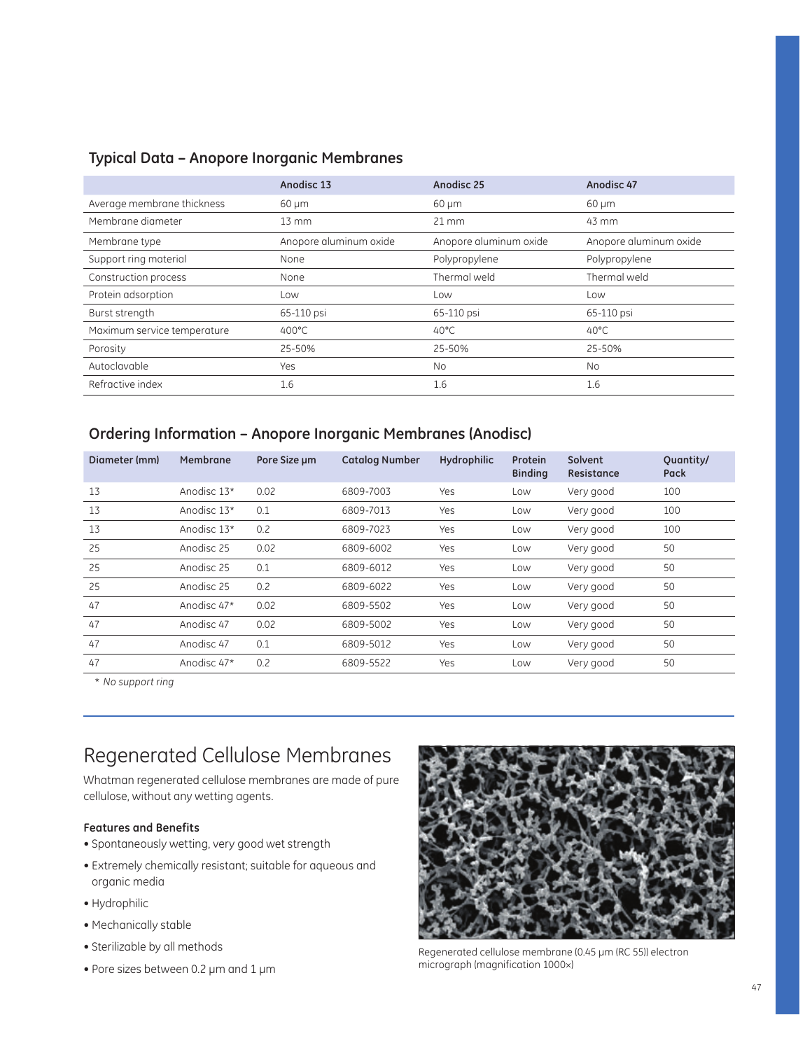## Typical Data – Anopore Inorganic Membranes

| | Anodisc 13 | Anodisc 25 | Anodisc 47 |
|---|---|---|---|
| Average membrane thickness | 60 µm | 60 µm | 60 µm |
| Membrane diameter | 13 mm | 21 mm | 43 mm |
| Membrane type | Anopore aluminum oxide | Anopore aluminum oxide | Anopore aluminum oxide |
| Support ring material | None | Polypropylene | Polypropylene |
| Construction process | None | Thermal weld | Thermal weld |
| Protein adsorption | Low | Low | Low |
| Burst strength | 65-110 psi | 65-110 psi | 65-110 psi |
| Maximum service temperature | 400°C | 40°C | 40°C |
| Porosity | 25-50% | 25-50% | 25-50% |
| Autoclavable | Yes | No | No |
| Refractive index | 1.6 | 1.6 | 1.6 |

## Ordering Information – Anopore Inorganic Membranes (Anodisc)

| Diameter (mm) | Membrane | Pore Size µm | Catalog Number | Hydrophilic | Protein Binding | Solvent Resistance | Quantity/ Pack |
|---|---|---|---|---|---|---|---|
| 13 | Anodisc 13* | 0.02 | 6809-7003 | Yes | Low | Very good | 100 |
| 13 | Anodisc 13* | 0.1 | 6809-7013 | Yes | Low | Very good | 100 |
| 13 | Anodisc 13* | 0.2 | 6809-7023 | Yes | Low | Very good | 100 |
| 25 | Anodisc 25 | 0.02 | 6809-6002 | Yes | Low | Very good | 50 |
| 25 | Anodisc 25 | 0.1 | 6809-6012 | Yes | Low | Very good | 50 |
| 25 | Anodisc 25 | 0.2 | 6809-6022 | Yes | Low | Very good | 50 |
| 47 | Anodisc 47* | 0.02 | 6809-5502 | Yes | Low | Very good | 50 |
| 47 | Anodisc 47 | 0.02 | 6809-5002 | Yes | Low | Very good | 50 |
| 47 | Anodisc 47 | 0.1 | 6809-5012 | Yes | Low | Very good | 50 |
| 47 | Anodisc 47* | 0.2 | 6809-5522 | Yes | Low | Very good | 50 |

*\* No support ring*

# Regenerated Cellulose Membranes

Whatman regenerated cellulose membranes are made of pure cellulose, without any wetting agents.

**Features and Benefits**

- Spontaneously wetting, very good wet strength
- Extremely chemically resistant; suitable for aqueous and organic media
- Hydrophilic
- Mechanically stable
- Sterilizable by all methods
- Pore sizes between 0.2 µm and 1 µm

Regenerated cellulose membrane (0.45 µm (RC 55)) electron micrograph (magnification 1000×)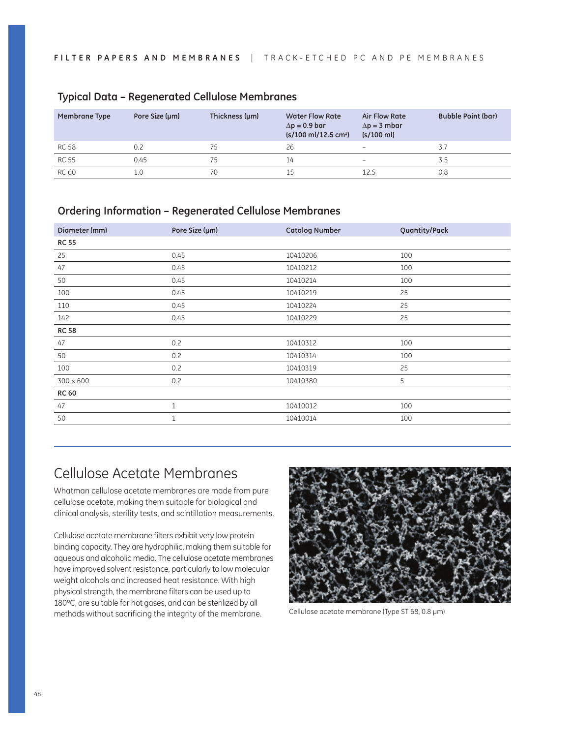## Typical Data – Regenerated Cellulose Membranes

| Membrane Type | Pore Size (µm) | Thickness (µm) | Water Flow Rate $\Delta p$ = 0.9 bar (s/100 ml/12.5 cm²) | Air Flow Rate $\Delta p$ = 3 mbar (s/100 ml) | Bubble Point (bar) |
|---|---|---|---|---|---|
| RC 58 | 0.2 | 75 | 26 | – | 3.7 |
| RC 55 | 0.45 | 75 | 14 | – | 3.5 |
| RC 60 | 1.0 | 70 | 15 | 12.5 | 0.8 |

## Ordering Information – Regenerated Cellulose Membranes

| Diameter (mm) | Pore Size (µm) | Catalog Number | Quantity/Pack |
|---|---|---|---|
| **RC 55** | | | |
| 25 | 0.45 | 10410206 | 100 |
| 47 | 0.45 | 10410212 | 100 |
| 50 | 0.45 | 10410214 | 100 |
| 100 | 0.45 | 10410219 | 25 |
| 110 | 0.45 | 10410224 | 25 |
| 142 | 0.45 | 10410229 | 25 |
| **RC 58** | | | |
| 47 | 0.2 | 10410312 | 100 |
| 50 | 0.2 | 10410314 | 100 |
| 100 | 0.2 | 10410319 | 25 |
| 300 × 600 | 0.2 | 10410380 | 5 |
| **RC 60** | | | |
| 47 | 1 | 10410012 | 100 |
| 50 | 1 | 10410014 | 100 |

# Cellulose Acetate Membranes

Whatman cellulose acetate membranes are made from pure cellulose acetate, making them suitable for biological and clinical analysis, sterility tests, and scintillation measurements.

Cellulose acetate membrane filters exhibit very low protein binding capacity. They are hydrophilic, making them suitable for aqueous and alcoholic media. The cellulose acetate membranes have improved solvent resistance, particularly to low molecular weight alcohols and increased heat resistance. With high physical strength, the membrane filters can be used up to 180°C, are suitable for hot gases, and can be sterilized by all methods without sacrificing the integrity of the membrane.

Cellulose acetate membrane (Type ST 68, 0.8 µm)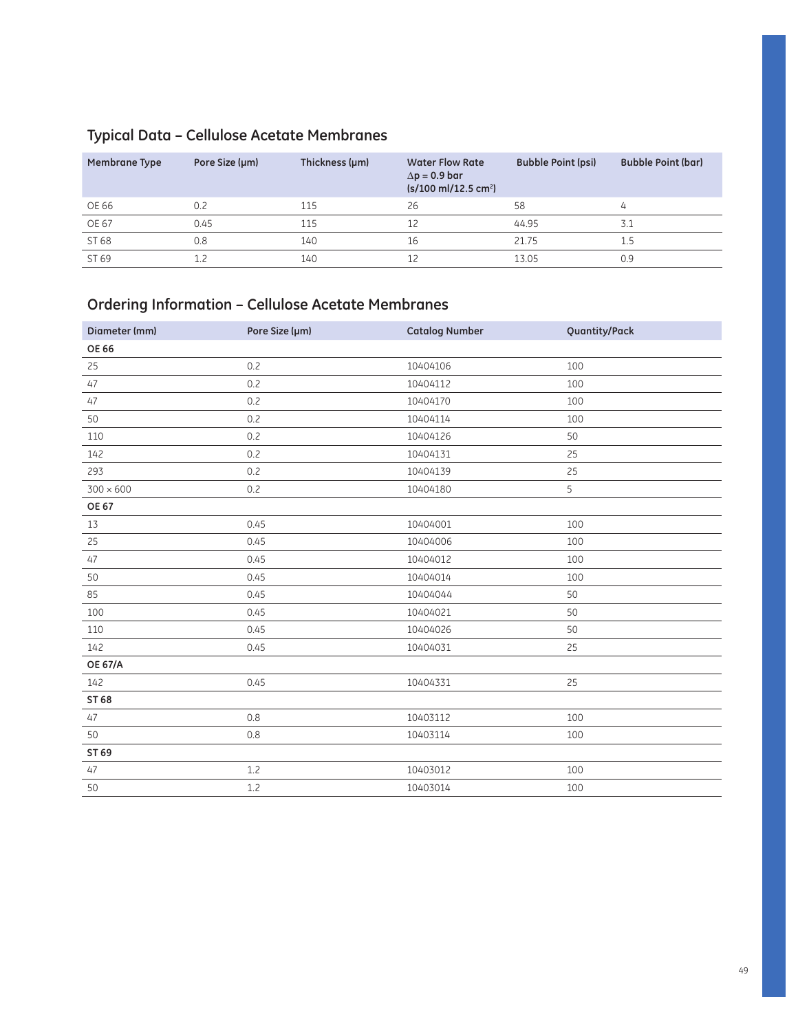## Typical Data – Cellulose Acetate Membranes

| Membrane Type | Pore Size (µm) | Thickness (µm) | Water Flow Rate $\Delta p = 0.9$ bar (s/100 ml/12.5 $cm^2$) | Bubble Point (psi) | Bubble Point (bar) |
|---|---|---|---|---|---|
| OE 66 | 0.2 | 115 | 26 | 58 | 4 |
| OE 67 | 0.45 | 115 | 12 | 44.95 | 3.1 |
| ST 68 | 0.8 | 140 | 16 | 21.75 | 1.5 |
| ST 69 | 1.2 | 140 | 12 | 13.05 | 0.9 |

## Ordering Information – Cellulose Acetate Membranes

| Diameter (mm) | Pore Size (µm) | Catalog Number | Quantity/Pack |
|---|---|---|---|
| **OE 66** | | | |
| 25 | 0.2 | 10404106 | 100 |
| 47 | 0.2 | 10404112 | 100 |
| 47 | 0.2 | 10404170 | 100 |
| 50 | 0.2 | 10404114 | 100 |
| 110 | 0.2 | 10404126 | 50 |
| 142 | 0.2 | 10404131 | 25 |
| 293 | 0.2 | 10404139 | 25 |
| 300 × 600 | 0.2 | 10404180 | 5 |
| **OE 67** | | | |
| 13 | 0.45 | 10404001 | 100 |
| 25 | 0.45 | 10404006 | 100 |
| 47 | 0.45 | 10404012 | 100 |
| 50 | 0.45 | 10404014 | 100 |
| 85 | 0.45 | 10404044 | 50 |
| 100 | 0.45 | 10404021 | 50 |
| 110 | 0.45 | 10404026 | 50 |
| 142 | 0.45 | 10404031 | 25 |
| **OE 67/A** | | | |
| 142 | 0.45 | 10404331 | 25 |
| **ST 68** | | | |
| 47 | 0.8 | 10403112 | 100 |
| 50 | 0.8 | 10403114 | 100 |
| **ST 69** | | | |
| 47 | 1.2 | 10403012 | 100 |
| 50 | 1.2 | 10403014 | 100 |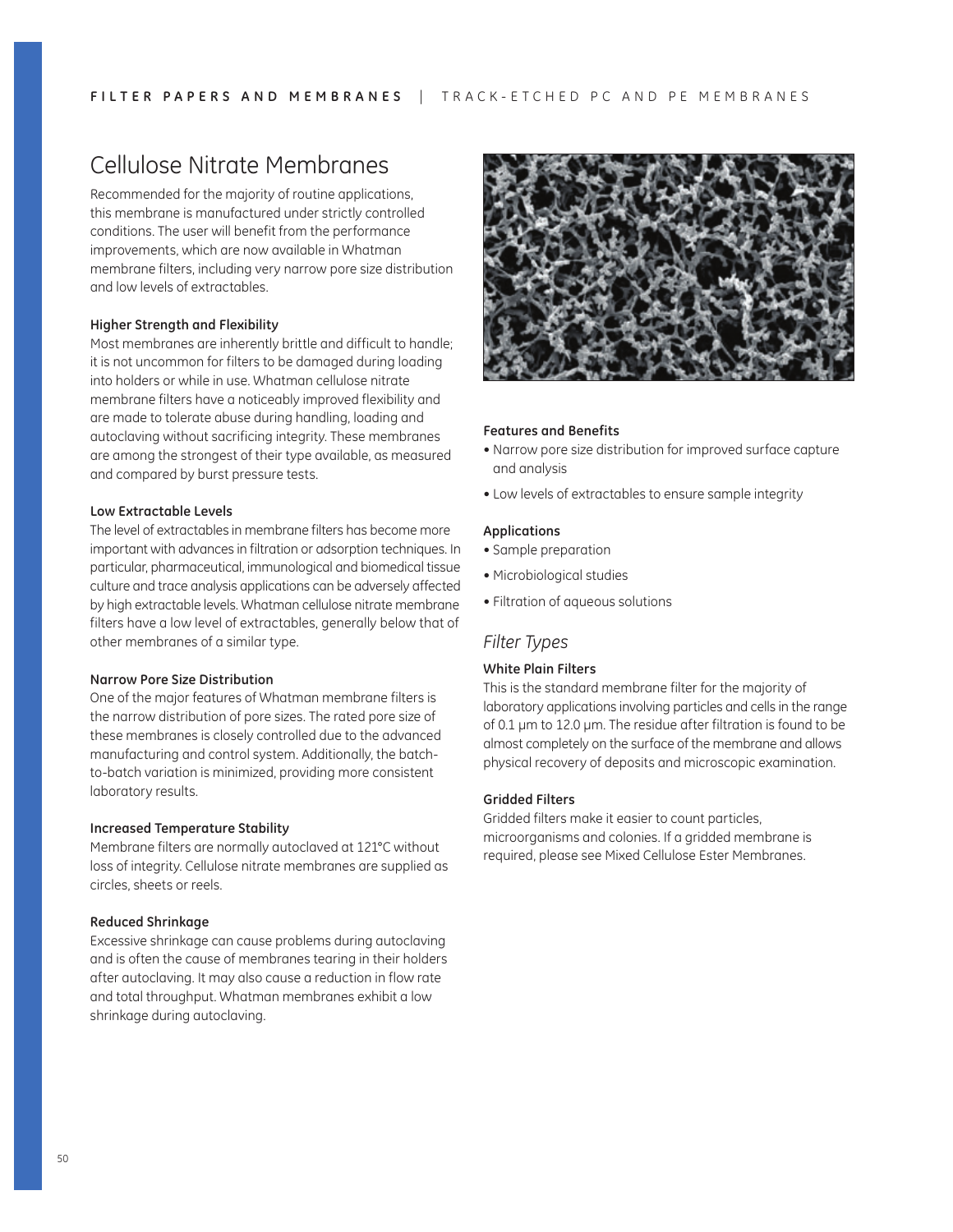# Cellulose Nitrate Membranes

Recommended for the majority of routine applications, this membrane is manufactured under strictly controlled conditions. The user will benefit from the performance improvements, which are now available in Whatman membrane filters, including very narrow pore size distribution and low levels of extractables.

### Higher Strength and Flexibility

Most membranes are inherently brittle and difficult to handle; it is not uncommon for filters to be damaged during loading into holders or while in use. Whatman cellulose nitrate membrane filters have a noticeably improved flexibility and are made to tolerate abuse during handling, loading and autoclaving without sacrificing integrity. These membranes are among the strongest of their type available, as measured and compared by burst pressure tests.

### Low Extractable Levels

The level of extractables in membrane filters has become more important with advances in filtration or adsorption techniques. In particular, pharmaceutical, immunological and biomedical tissue culture and trace analysis applications can be adversely affected by high extractable levels. Whatman cellulose nitrate membrane filters have a low level of extractables, generally below that of other membranes of a similar type.

### Narrow Pore Size Distribution

One of the major features of Whatman membrane filters is the narrow distribution of pore sizes. The rated pore size of these membranes is closely controlled due to the advanced manufacturing and control system. Additionally, the batch-to-batch variation is minimized, providing more consistent laboratory results.

### Increased Temperature Stability

Membrane filters are normally autoclaved at 121°C without loss of integrity. Cellulose nitrate membranes are supplied as circles, sheets or reels.

### Reduced Shrinkage

Excessive shrinkage can cause problems during autoclaving and is often the cause of membranes tearing in their holders after autoclaving. It may also cause a reduction in flow rate and total throughput. Whatman membranes exhibit a low shrinkage during autoclaving.

### Features and Benefits

- Narrow pore size distribution for improved surface capture and analysis
- Low levels of extractables to ensure sample integrity

### Applications

- Sample preparation
- Microbiological studies
- Filtration of aqueous solutions

## *Filter Types*

### White Plain Filters

This is the standard membrane filter for the majority of laboratory applications involving particles and cells in the range of 0.1 µm to 12.0 µm. The residue after filtration is found to be almost completely on the surface of the membrane and allows physical recovery of deposits and microscopic examination.

### Gridded Filters

Gridded filters make it easier to count particles, microorganisms and colonies. If a gridded membrane is required, please see Mixed Cellulose Ester Membranes.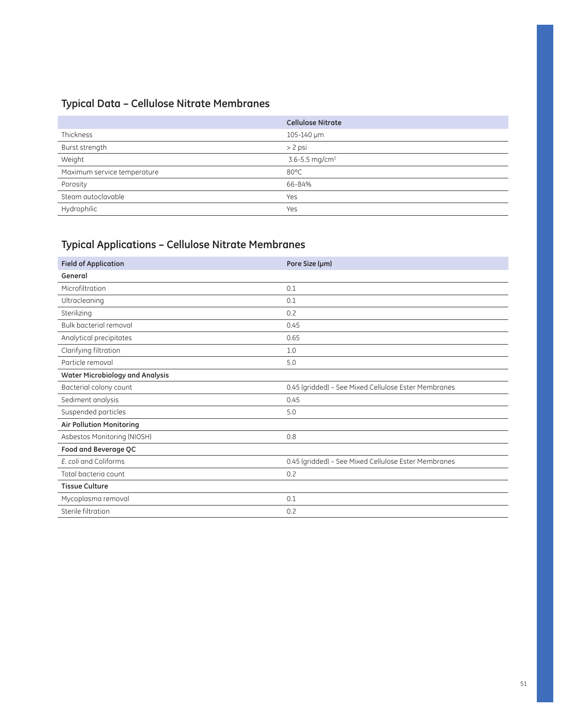## Typical Data – Cellulose Nitrate Membranes

| | Cellulose Nitrate |
|---|---|
| Thickness | 105-140 µm |
| Burst strength | > 2 psi |
| Weight | 3.6-5.5 mg/cm$^2$ |
| Maximum service temperature | 80°C |
| Porosity | 66-84% |
| Steam autoclavable | Yes |
| Hydrophilic | Yes |

## Typical Applications – Cellulose Nitrate Membranes

| Field of Application | Pore Size (µm) |
|---|---|
| **General** | |
| Microfiltration | 0.1 |
| Ultracleaning | 0.1 |
| Sterilizing | 0.2 |
| Bulk bacterial removal | 0.45 |
| Analytical precipitates | 0.65 |
| Clarifying filtration | 1.0 |
| Particle removal | 5.0 |
| **Water Microbiology and Analysis** | |
| Bacterial colony count | 0.45 (gridded) – See Mixed Cellulose Ester Membranes |
| Sediment analysis | 0.45 |
| Suspended particles | 5.0 |
| **Air Pollution Monitoring** | |
| Asbestos Monitoring (NIOSH) | 0.8 |
| **Food and Beverage QC** | |
| *E. coli* and Coliforms | 0.45 (gridded) – See Mixed Cellulose Ester Membranes |
| Total bacteria count | 0.2 |
| **Tissue Culture** | |
| Mycoplasma removal | 0.1 |
| Sterile filtration | 0.2 |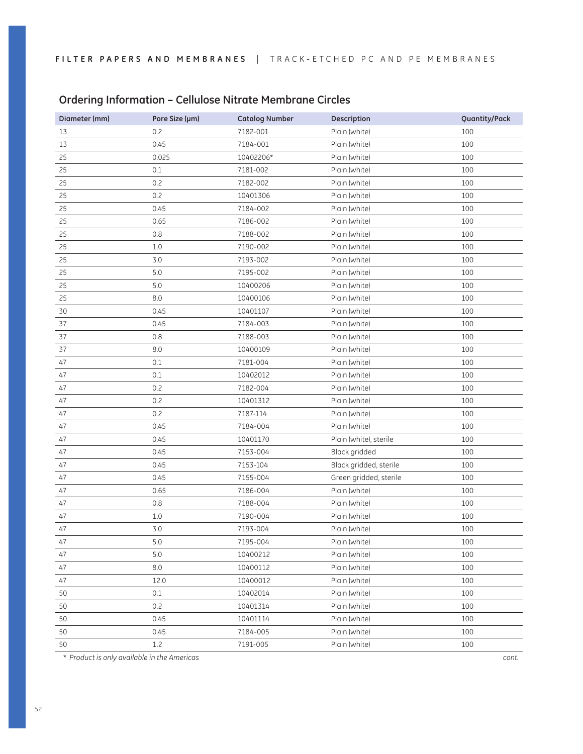## Ordering Information – Cellulose Nitrate Membrane Circles

| Diameter (mm) | Pore Size (µm) | Catalog Number | Description | Quantity/Pack |
|---|---|---|---|---|
| 13 | 0.2 | 7182-001 | Plain (white) | 100 |
| 13 | 0.45 | 7184-001 | Plain (white) | 100 |
| 25 | 0.025 | 10402206* | Plain (white) | 100 |
| 25 | 0.1 | 7181-002 | Plain (white) | 100 |
| 25 | 0.2 | 7182-002 | Plain (white) | 100 |
| 25 | 0.2 | 10401306 | Plain (white) | 100 |
| 25 | 0.45 | 7184-002 | Plain (white) | 100 |
| 25 | 0.65 | 7186-002 | Plain (white) | 100 |
| 25 | 0.8 | 7188-002 | Plain (white) | 100 |
| 25 | 1.0 | 7190-002 | Plain (white) | 100 |
| 25 | 3.0 | 7193-002 | Plain (white) | 100 |
| 25 | 5.0 | 7195-002 | Plain (white) | 100 |
| 25 | 5.0 | 10400206 | Plain (white) | 100 |
| 25 | 8.0 | 10400106 | Plain (white) | 100 |
| 30 | 0.45 | 10401107 | Plain (white) | 100 |
| 37 | 0.45 | 7184-003 | Plain (white) | 100 |
| 37 | 0.8 | 7188-003 | Plain (white) | 100 |
| 37 | 8.0 | 10400109 | Plain (white) | 100 |
| 47 | 0.1 | 7181-004 | Plain (white) | 100 |
| 47 | 0.1 | 10402012 | Plain (white) | 100 |
| 47 | 0.2 | 7182-004 | Plain (white) | 100 |
| 47 | 0.2 | 10401312 | Plain (white) | 100 |
| 47 | 0.2 | 7187-114 | Plain (white) | 100 |
| 47 | 0.45 | 7184-004 | Plain (white) | 100 |
| 47 | 0.45 | 10401170 | Plain (white), sterile | 100 |
| 47 | 0.45 | 7153-004 | Black gridded | 100 |
| 47 | 0.45 | 7153-104 | Black gridded, sterile | 100 |
| 47 | 0.45 | 7155-004 | Green gridded, sterile | 100 |
| 47 | 0.65 | 7186-004 | Plain (white) | 100 |
| 47 | 0.8 | 7188-004 | Plain (white) | 100 |
| 47 | 1.0 | 7190-004 | Plain (white) | 100 |
| 47 | 3.0 | 7193-004 | Plain (white) | 100 |
| 47 | 5.0 | 7195-004 | Plain (white) | 100 |
| 47 | 5.0 | 10400212 | Plain (white) | 100 |
| 47 | 8.0 | 10400112 | Plain (white) | 100 |
| 47 | 12.0 | 10400012 | Plain (white) | 100 |
| 50 | 0.1 | 10402014 | Plain (white) | 100 |
| 50 | 0.2 | 10401314 | Plain (white) | 100 |
| 50 | 0.45 | 10401114 | Plain (white) | 100 |
| 50 | 0.45 | 7184-005 | Plain (white) | 100 |
| 50 | 1.2 | 7191-005 | Plain (white) | 100 |

*\* Product is only available in the Americas*

*cont.*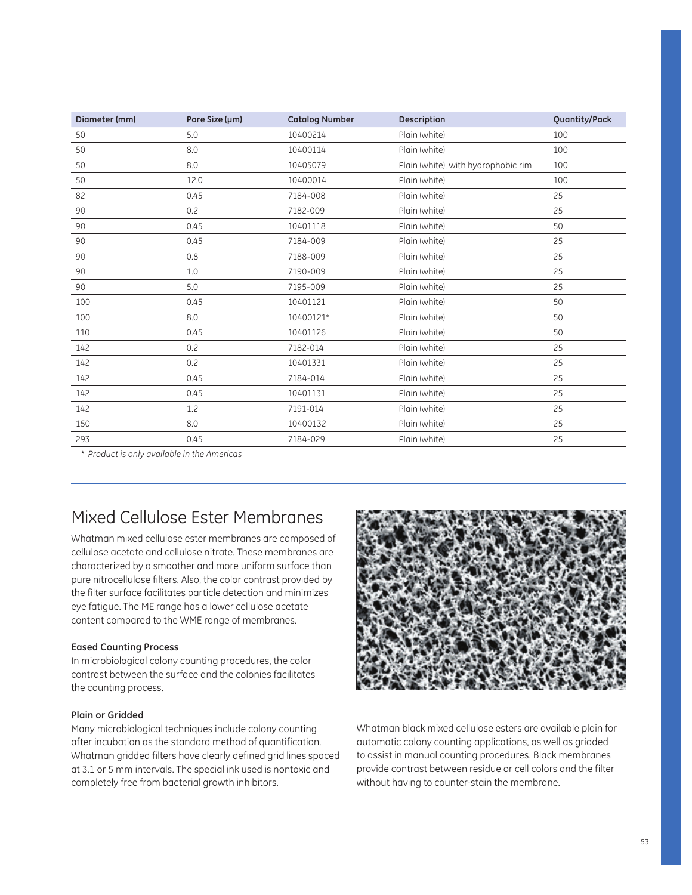| Diameter (mm) | Pore Size (µm) | Catalog Number | Description | Quantity/Pack |
|---|---|---|---|---|
| 50 | 5.0 | 10400214 | Plain (white) | 100 |
| 50 | 8.0 | 10400114 | Plain (white) | 100 |
| 50 | 8.0 | 10405079 | Plain (white), with hydrophobic rim | 100 |
| 50 | 12.0 | 10400014 | Plain (white) | 100 |
| 82 | 0.45 | 7184-008 | Plain (white) | 25 |
| 90 | 0.2 | 7182-009 | Plain (white) | 25 |
| 90 | 0.45 | 10401118 | Plain (white) | 50 |
| 90 | 0.45 | 7184-009 | Plain (white) | 25 |
| 90 | 0.8 | 7188-009 | Plain (white) | 25 |
| 90 | 1.0 | 7190-009 | Plain (white) | 25 |
| 90 | 5.0 | 7195-009 | Plain (white) | 25 |
| 100 | 0.45 | 10401121 | Plain (white) | 50 |
| 100 | 8.0 | 10400121* | Plain (white) | 50 |
| 110 | 0.45 | 10401126 | Plain (white) | 50 |
| 142 | 0.2 | 7182-014 | Plain (white) | 25 |
| 142 | 0.2 | 10401331 | Plain (white) | 25 |
| 142 | 0.45 | 7184-014 | Plain (white) | 25 |
| 142 | 0.45 | 10401131 | Plain (white) | 25 |
| 142 | 1.2 | 7191-014 | Plain (white) | 25 |
| 150 | 8.0 | 10400132 | Plain (white) | 25 |
| 293 | 0.45 | 7184-029 | Plain (white) | 25 |

*\* Product is only available in the Americas*

# Mixed Cellulose Ester Membranes

Whatman mixed cellulose ester membranes are composed of cellulose acetate and cellulose nitrate. These membranes are characterized by a smoother and more uniform surface than pure nitrocellulose filters. Also, the color contrast provided by the filter surface facilitates particle detection and minimizes eye fatigue. The ME range has a lower cellulose acetate content compared to the WME range of membranes.

**Eased Counting Process**

In microbiological colony counting procedures, the color contrast between the surface and the colonies facilitates the counting process.

**Plain or Gridded**

Many microbiological techniques include colony counting after incubation as the standard method of quantification. Whatman gridded filters have clearly defined grid lines spaced at 3.1 or 5 mm intervals. The special ink used is nontoxic and completely free from bacterial growth inhibitors.

Whatman black mixed cellulose esters are available plain for automatic colony counting applications, as well as gridded to assist in manual counting procedures. Black membranes provide contrast between residue or cell colors and the filter without having to counter-stain the membrane.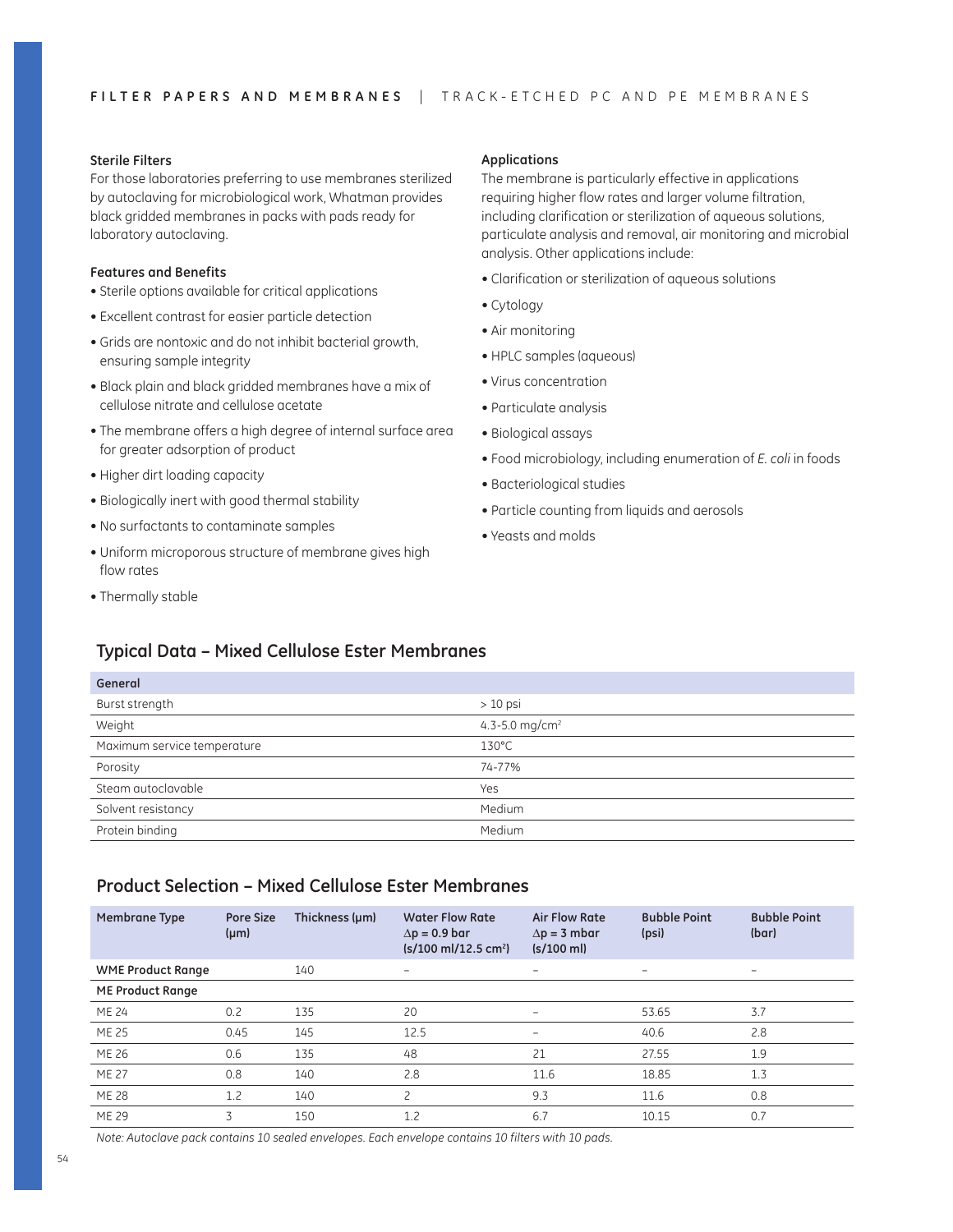### Sterile Filters

For those laboratories preferring to use membranes sterilized by autoclaving for microbiological work, Whatman provides black gridded membranes in packs with pads ready for laboratory autoclaving.

### Features and Benefits

- Sterile options available for critical applications
- Excellent contrast for easier particle detection
- Grids are nontoxic and do not inhibit bacterial growth, ensuring sample integrity
- Black plain and black gridded membranes have a mix of cellulose nitrate and cellulose acetate
- The membrane offers a high degree of internal surface area for greater adsorption of product
- Higher dirt loading capacity
- Biologically inert with good thermal stability
- No surfactants to contaminate samples
- Uniform microporous structure of membrane gives high flow rates
- Thermally stable

### Applications

The membrane is particularly effective in applications requiring higher flow rates and larger volume filtration, including clarification or sterilization of aqueous solutions, particulate analysis and removal, air monitoring and microbial analysis. Other applications include:

- Clarification or sterilization of aqueous solutions
- Cytology
- Air monitoring
- HPLC samples (aqueous)
- Virus concentration
- Particulate analysis
- Biological assays
- Food microbiology, including enumeration of *E. coli* in foods
- Bacteriological studies
- Particle counting from liquids and aerosols
- Yeasts and molds

## Typical Data – Mixed Cellulose Ester Membranes

| General | |
|---|---|
| Burst strength | > 10 psi |
| Weight | 4.3-5.0 mg/cm$^2$ |
| Maximum service temperature | 130°C |
| Porosity | 74-77% |
| Steam autoclavable | Yes |
| Solvent resistancy | Medium |
| Protein binding | Medium |

## Product Selection – Mixed Cellulose Ester Membranes

| Membrane Type | Pore Size (µm) | Thickness (µm) | Water Flow Rate $\Delta p = 0.9$ bar (s/100 ml/12.5 cm$^2$) | Air Flow Rate $\Delta p = 3$ mbar (s/100 ml) | Bubble Point (psi) | Bubble Point (bar) |
|---|---|---|---|---|---|---|
| **WME Product Range** | | 140 | – | – | – | – |
| **ME Product Range** | | | | | | |
| ME 24 | 0.2 | 135 | 20 | – | 53.65 | 3.7 |
| ME 25 | 0.45 | 145 | 12.5 | – | 40.6 | 2.8 |
| ME 26 | 0.6 | 135 | 48 | 21 | 27.55 | 1.9 |
| ME 27 | 0.8 | 140 | 2.8 | 11.6 | 18.85 | 1.3 |
| ME 28 | 1.2 | 140 | 2 | 9.3 | 11.6 | 0.8 |
| ME 29 | 3 | 150 | 1.2 | 6.7 | 10.15 | 0.7 |

*Note: Autoclave pack contains 10 sealed envelopes. Each envelope contains 10 filters with 10 pads.*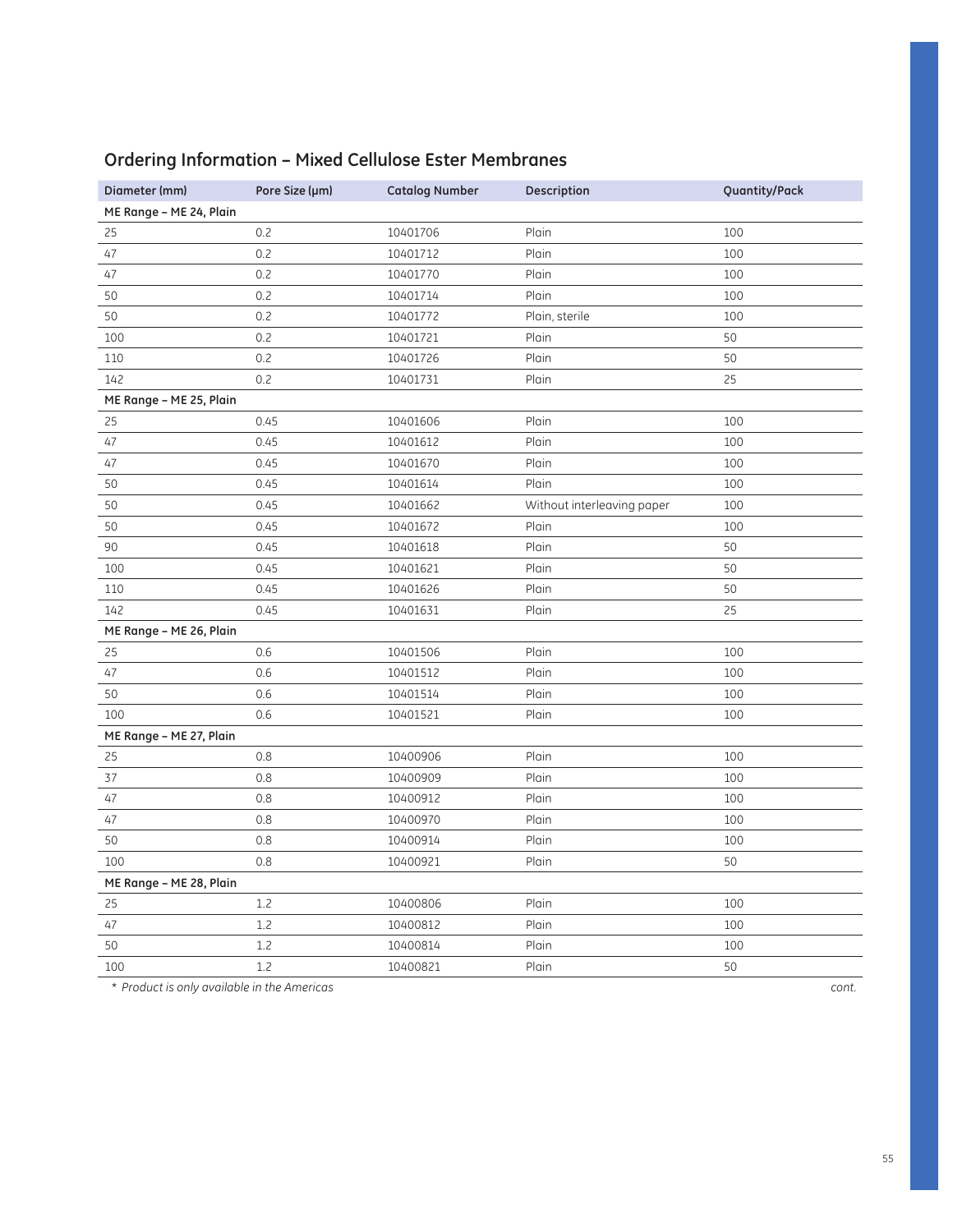## Ordering Information – Mixed Cellulose Ester Membranes

| Diameter (mm) | Pore Size (µm) | Catalog Number | Description | Quantity/Pack |
|---|---|---|---|---|
| **ME Range – ME 24, Plain** | | | | |
| 25 | 0.2 | 10401706 | Plain | 100 |
| 47 | 0.2 | 10401712 | Plain | 100 |
| 47 | 0.2 | 10401770 | Plain | 100 |
| 50 | 0.2 | 10401714 | Plain | 100 |
| 50 | 0.2 | 10401772 | Plain, sterile | 100 |
| 100 | 0.2 | 10401721 | Plain | 50 |
| 110 | 0.2 | 10401726 | Plain | 50 |
| 142 | 0.2 | 10401731 | Plain | 25 |
| **ME Range – ME 25, Plain** | | | | |
| 25 | 0.45 | 10401606 | Plain | 100 |
| 47 | 0.45 | 10401612 | Plain | 100 |
| 47 | 0.45 | 10401670 | Plain | 100 |
| 50 | 0.45 | 10401614 | Plain | 100 |
| 50 | 0.45 | 10401662 | Without interleaving paper | 100 |
| 50 | 0.45 | 10401672 | Plain | 100 |
| 90 | 0.45 | 10401618 | Plain | 50 |
| 100 | 0.45 | 10401621 | Plain | 50 |
| 110 | 0.45 | 10401626 | Plain | 50 |
| 142 | 0.45 | 10401631 | Plain | 25 |
| **ME Range – ME 26, Plain** | | | | |
| 25 | 0.6 | 10401506 | Plain | 100 |
| 47 | 0.6 | 10401512 | Plain | 100 |
| 50 | 0.6 | 10401514 | Plain | 100 |
| 100 | 0.6 | 10401521 | Plain | 100 |
| **ME Range – ME 27, Plain** | | | | |
| 25 | 0.8 | 10400906 | Plain | 100 |
| 37 | 0.8 | 10400909 | Plain | 100 |
| 47 | 0.8 | 10400912 | Plain | 100 |
| 47 | 0.8 | 10400970 | Plain | 100 |
| 50 | 0.8 | 10400914 | Plain | 100 |
| 100 | 0.8 | 10400921 | Plain | 50 |
| **ME Range – ME 28, Plain** | | | | |
| 25 | 1.2 | 10400806 | Plain | 100 |
| 47 | 1.2 | 10400812 | Plain | 100 |
| 50 | 1.2 | 10400814 | Plain | 100 |
| 100 | 1.2 | 10400821 | Plain | 50 |

*\* Product is only available in the Americas*

*cont.*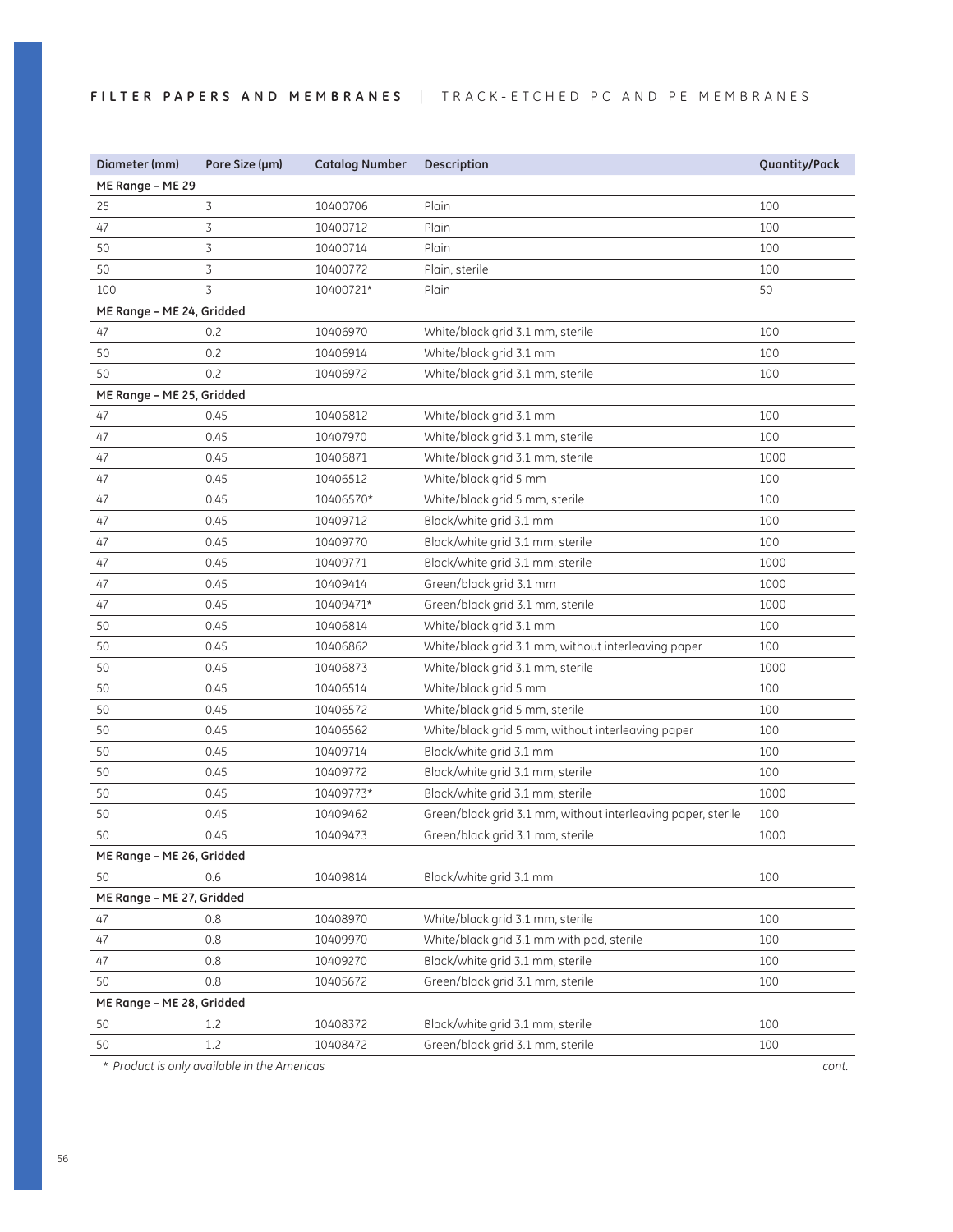**FILTER PAPERS AND MEMBRANES** | TRACK-ETCHED PC AND PE MEMBRANES

| Diameter (mm) | Pore Size (µm) | Catalog Number | Description | Quantity/Pack |
|---|---|---|---|---|
| **ME Range – ME 29** | | | | |
| 25 | 3 | 10400706 | Plain | 100 |
| 47 | 3 | 10400712 | Plain | 100 |
| 50 | 3 | 10400714 | Plain | 100 |
| 50 | 3 | 10400772 | Plain, sterile | 100 |
| 100 | 3 | 10400721* | Plain | 50 |
| **ME Range – ME 24, Gridded** | | | | |
| 47 | 0.2 | 10406970 | White/black grid 3.1 mm, sterile | 100 |
| 50 | 0.2 | 10406914 | White/black grid 3.1 mm | 100 |
| 50 | 0.2 | 10406972 | White/black grid 3.1 mm, sterile | 100 |
| **ME Range – ME 25, Gridded** | | | | |
| 47 | 0.45 | 10406812 | White/black grid 3.1 mm | 100 |
| 47 | 0.45 | 10407970 | White/black grid 3.1 mm, sterile | 100 |
| 47 | 0.45 | 10406871 | White/black grid 3.1 mm, sterile | 1000 |
| 47 | 0.45 | 10406512 | White/black grid 5 mm | 100 |
| 47 | 0.45 | 10406570* | White/black grid 5 mm, sterile | 100 |
| 47 | 0.45 | 10409712 | Black/white grid 3.1 mm | 100 |
| 47 | 0.45 | 10409770 | Black/white grid 3.1 mm, sterile | 100 |
| 47 | 0.45 | 10409771 | Black/white grid 3.1 mm, sterile | 1000 |
| 47 | 0.45 | 10409414 | Green/black grid 3.1 mm | 1000 |
| 47 | 0.45 | 10409471* | Green/black grid 3.1 mm, sterile | 1000 |
| 50 | 0.45 | 10406814 | White/black grid 3.1 mm | 100 |
| 50 | 0.45 | 10406862 | White/black grid 3.1 mm, without interleaving paper | 100 |
| 50 | 0.45 | 10406873 | White/black grid 3.1 mm, sterile | 1000 |
| 50 | 0.45 | 10406514 | White/black grid 5 mm | 100 |
| 50 | 0.45 | 10406572 | White/black grid 5 mm, sterile | 100 |
| 50 | 0.45 | 10406562 | White/black grid 5 mm, without interleaving paper | 100 |
| 50 | 0.45 | 10409714 | Black/white grid 3.1 mm | 100 |
| 50 | 0.45 | 10409772 | Black/white grid 3.1 mm, sterile | 100 |
| 50 | 0.45 | 10409773* | Black/white grid 3.1 mm, sterile | 1000 |
| 50 | 0.45 | 10409462 | Green/black grid 3.1 mm, without interleaving paper, sterile | 100 |
| 50 | 0.45 | 10409473 | Green/black grid 3.1 mm, sterile | 1000 |
| **ME Range – ME 26, Gridded** | | | | |
| 50 | 0.6 | 10409814 | Black/white grid 3.1 mm | 100 |
| **ME Range – ME 27, Gridded** | | | | |
| 47 | 0.8 | 10408970 | White/black grid 3.1 mm, sterile | 100 |
| 47 | 0.8 | 10409970 | White/black grid 3.1 mm with pad, sterile | 100 |
| 47 | 0.8 | 10409270 | Black/white grid 3.1 mm, sterile | 100 |
| 50 | 0.8 | 10405672 | Green/black grid 3.1 mm, sterile | 100 |
| **ME Range – ME 28, Gridded** | | | | |
| 50 | 1.2 | 10408372 | Black/white grid 3.1 mm, sterile | 100 |
| 50 | 1.2 | 10408472 | Green/black grid 3.1 mm, sterile | 100 |

*\* Product is only available in the Americas*

*cont.*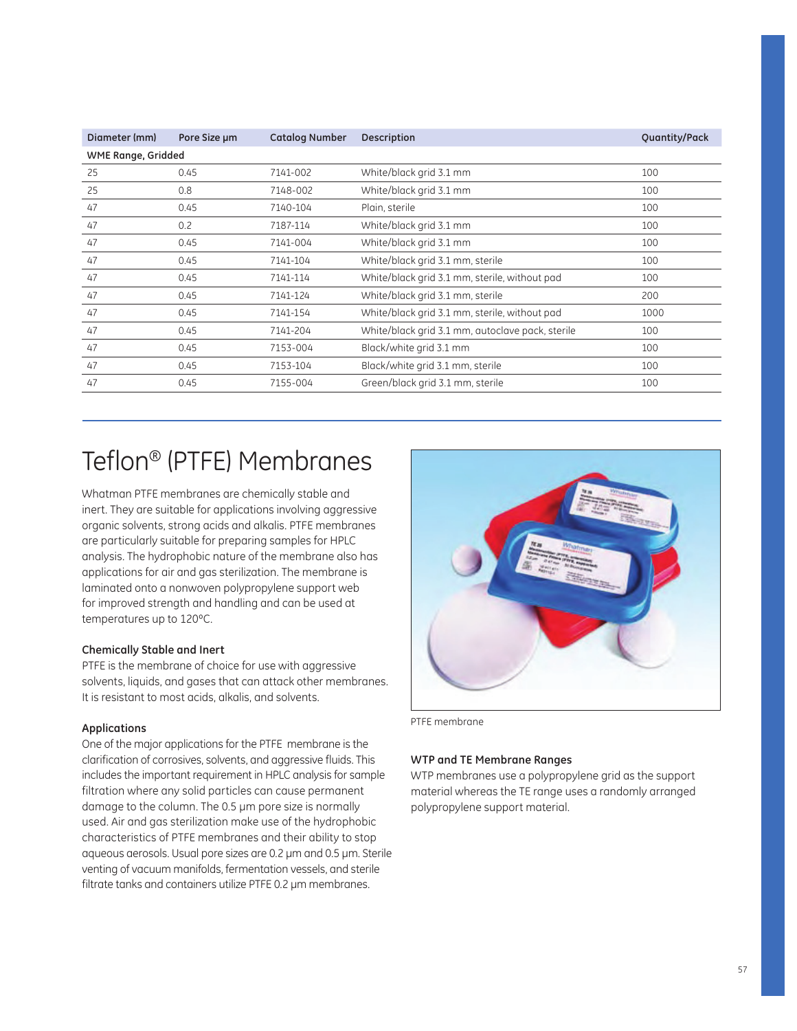| Diameter (mm) | Pore Size µm | Catalog Number | Description | Quantity/Pack |
|---|---|---|---|---|
| **WME Range, Gridded** | | | | |
| 25 | 0.45 | 7141-002 | White/black grid 3.1 mm | 100 |
| 25 | 0.8 | 7148-002 | White/black grid 3.1 mm | 100 |
| 47 | 0.45 | 7140-104 | Plain, sterile | 100 |
| 47 | 0.2 | 7187-114 | White/black grid 3.1 mm | 100 |
| 47 | 0.45 | 7141-004 | White/black grid 3.1 mm | 100 |
| 47 | 0.45 | 7141-104 | White/black grid 3.1 mm, sterile | 100 |
| 47 | 0.45 | 7141-114 | White/black grid 3.1 mm, sterile, without pad | 100 |
| 47 | 0.45 | 7141-124 | White/black grid 3.1 mm, sterile | 200 |
| 47 | 0.45 | 7141-154 | White/black grid 3.1 mm, sterile, without pad | 1000 |
| 47 | 0.45 | 7141-204 | White/black grid 3.1 mm, autoclave pack, sterile | 100 |
| 47 | 0.45 | 7153-004 | Black/white grid 3.1 mm | 100 |
| 47 | 0.45 | 7153-104 | Black/white grid 3.1 mm, sterile | 100 |
| 47 | 0.45 | 7155-004 | Green/black grid 3.1 mm, sterile | 100 |

# Teflon® (PTFE) Membranes

Whatman PTFE membranes are chemically stable and inert. They are suitable for applications involving aggressive organic solvents, strong acids and alkalis. PTFE membranes are particularly suitable for preparing samples for HPLC analysis. The hydrophobic nature of the membrane also has applications for air and gas sterilization. The membrane is laminated onto a nonwoven polypropylene support web for improved strength and handling and can be used at temperatures up to 120°C.

### Chemically Stable and Inert

PTFE is the membrane of choice for use with aggressive solvents, liquids, and gases that can attack other membranes. It is resistant to most acids, alkalis, and solvents.

### Applications

One of the major applications for the PTFE membrane is the clarification of corrosives, solvents, and aggressive fluids. This includes the important requirement in HPLC analysis for sample filtration where any solid particles can cause permanent damage to the column. The 0.5 µm pore size is normally used. Air and gas sterilization make use of the hydrophobic characteristics of PTFE membranes and their ability to stop aqueous aerosols. Usual pore sizes are 0.2 µm and 0.5 µm. Sterile venting of vacuum manifolds, fermentation vessels, and sterile filtrate tanks and containers utilize PTFE 0.2 µm membranes.

PTFE membrane

### WTP and TE Membrane Ranges

WTP membranes use a polypropylene grid as the support material whereas the TE range uses a randomly arranged polypropylene support material.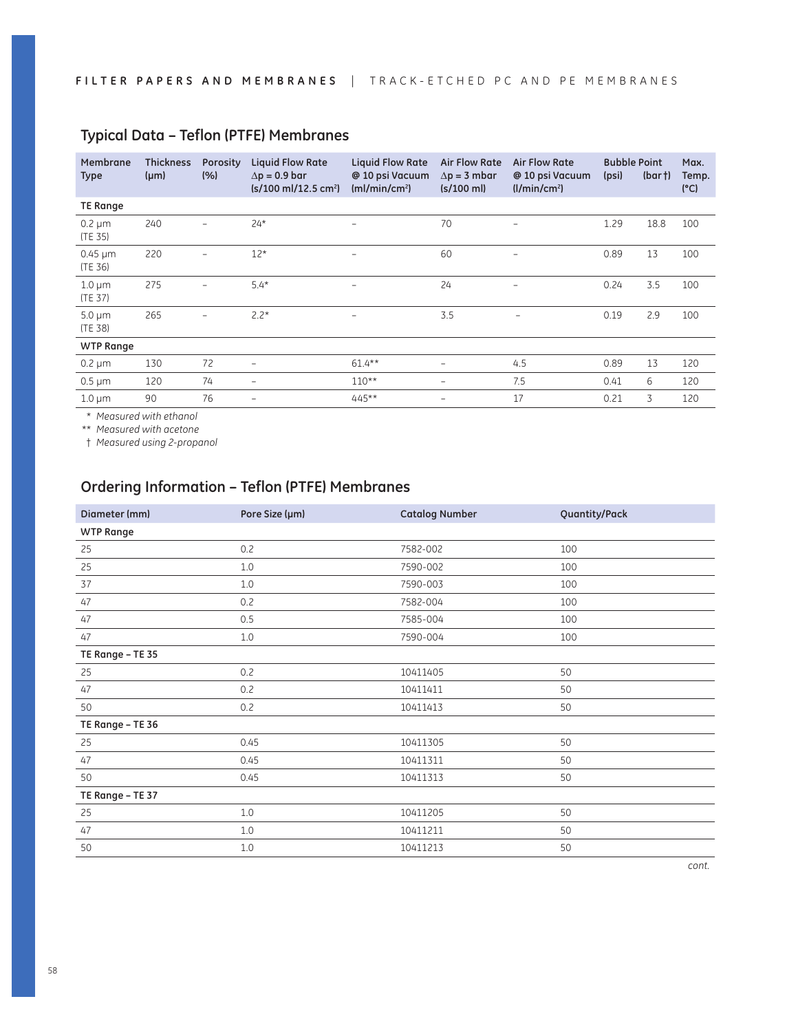## Typical Data – Teflon (PTFE) Membranes

| Membrane Type | Thickness (µm) | Porosity (%) | Liquid Flow Rate Δp = 0.9 bar (s/100 ml/12.5 cm²) | Liquid Flow Rate @ 10 psi Vacuum (ml/min/cm²) | Air Flow Rate Δp = 3 mbar (s/100 ml) | Air Flow Rate @ 10 psi Vacuum (l/min/cm²) | Bubble Point (psi) | Bubble Point (bar †) | Max. Temp. (°C) |
|---|---|---|---|---|---|---|---|---|---|
| **TE Range** | | | | | | | | | |
| 0.2 µm (TE 35) | 240 | – | 24* | – | 70 | – | 1.29 | 18.8 | 100 |
| 0.45 µm (TE 36) | 220 | – | 12* | – | 60 | – | 0.89 | 13 | 100 |
| 1.0 µm (TE 37) | 275 | – | 5.4* | – | 24 | – | 0.24 | 3.5 | 100 |
| 5.0 µm (TE 38) | 265 | – | 2.2* | – | 3.5 | – | 0.19 | 2.9 | 100 |
| **WTP Range** | | | | | | | | | |
| 0.2 µm | 130 | 72 | – | 61.4** | – | 4.5 | 0.89 | 13 | 120 |
| 0.5 µm | 120 | 74 | – | 110** | – | 7.5 | 0.41 | 6 | 120 |
| 1.0 µm | 90 | 76 | – | 445** | – | 17 | 0.21 | 3 | 120 |

\* *Measured with ethanol*
\*\* *Measured with acetone*
† *Measured using 2-propanol*

## Ordering Information – Teflon (PTFE) Membranes

| Diameter (mm) | Pore Size (µm) | Catalog Number | Quantity/Pack |
|---|---|---|---|
| **WTP Range** | | | |
| 25 | 0.2 | 7582-002 | 100 |
| 25 | 1.0 | 7590-002 | 100 |
| 37 | 1.0 | 7590-003 | 100 |
| 47 | 0.2 | 7582-004 | 100 |
| 47 | 0.5 | 7585-004 | 100 |
| 47 | 1.0 | 7590-004 | 100 |
| **TE Range – TE 35** | | | |
| 25 | 0.2 | 10411405 | 50 |
| 47 | 0.2 | 10411411 | 50 |
| 50 | 0.2 | 10411413 | 50 |
| **TE Range – TE 36** | | | |
| 25 | 0.45 | 10411305 | 50 |
| 47 | 0.45 | 10411311 | 50 |
| 50 | 0.45 | 10411313 | 50 |
| **TE Range – TE 37** | | | |
| 25 | 1.0 | 10411205 | 50 |
| 47 | 1.0 | 10411211 | 50 |
| 50 | 1.0 | 10411213 | 50 |

*cont.*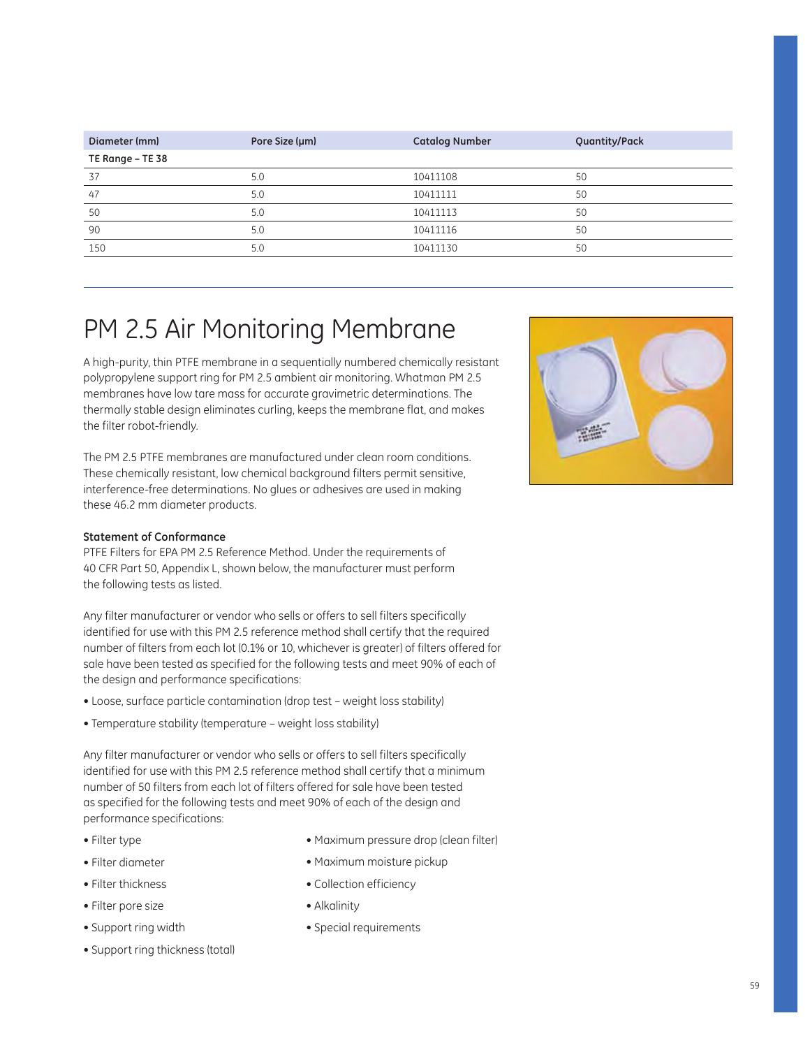| Diameter (mm) | Pore Size (µm) | Catalog Number | Quantity/Pack |
|---|---|---|---|
| **TE Range – TE 38** | | | |
| 37 | 5.0 | 10411108 | 50 |
| 47 | 5.0 | 10411111 | 50 |
| 50 | 5.0 | 10411113 | 50 |
| 90 | 5.0 | 10411116 | 50 |
| 150 | 5.0 | 10411130 | 50 |

# PM 2.5 Air Monitoring Membrane

A high-purity, thin PTFE membrane in a sequentially numbered chemically resistant polypropylene support ring for PM 2.5 ambient air monitoring. Whatman PM 2.5 membranes have low tare mass for accurate gravimetric determinations. The thermally stable design eliminates curling, keeps the membrane flat, and makes the filter robot-friendly.

The PM 2.5 PTFE membranes are manufactured under clean room conditions. These chemically resistant, low chemical background filters permit sensitive, interference-free determinations. No glues or adhesives are used in making these 46.2 mm diameter products.

**Statement of Conformance**

PTFE Filters for EPA PM 2.5 Reference Method. Under the requirements of 40 CFR Part 50, Appendix L, shown below, the manufacturer must perform the following tests as listed.

Any filter manufacturer or vendor who sells or offers to sell filters specifically identified for use with this PM 2.5 reference method shall certify that the required number of filters from each lot (0.1% or 10, whichever is greater) of filters offered for sale have been tested as specified for the following tests and meet 90% of each of the design and performance specifications:

- Loose, surface particle contamination (drop test – weight loss stability)
- Temperature stability (temperature – weight loss stability)

Any filter manufacturer or vendor who sells or offers to sell filters specifically identified for use with this PM 2.5 reference method shall certify that a minimum number of 50 filters from each lot of filters offered for sale have been tested as specified for the following tests and meet 90% of each of the design and performance specifications:

- Filter type
- Filter diameter
- Filter thickness
- Filter pore size
- Support ring width
- Support ring thickness (total)
- Maximum pressure drop (clean filter)
- Maximum moisture pickup
- Collection efficiency
- Alkalinity
- Special requirements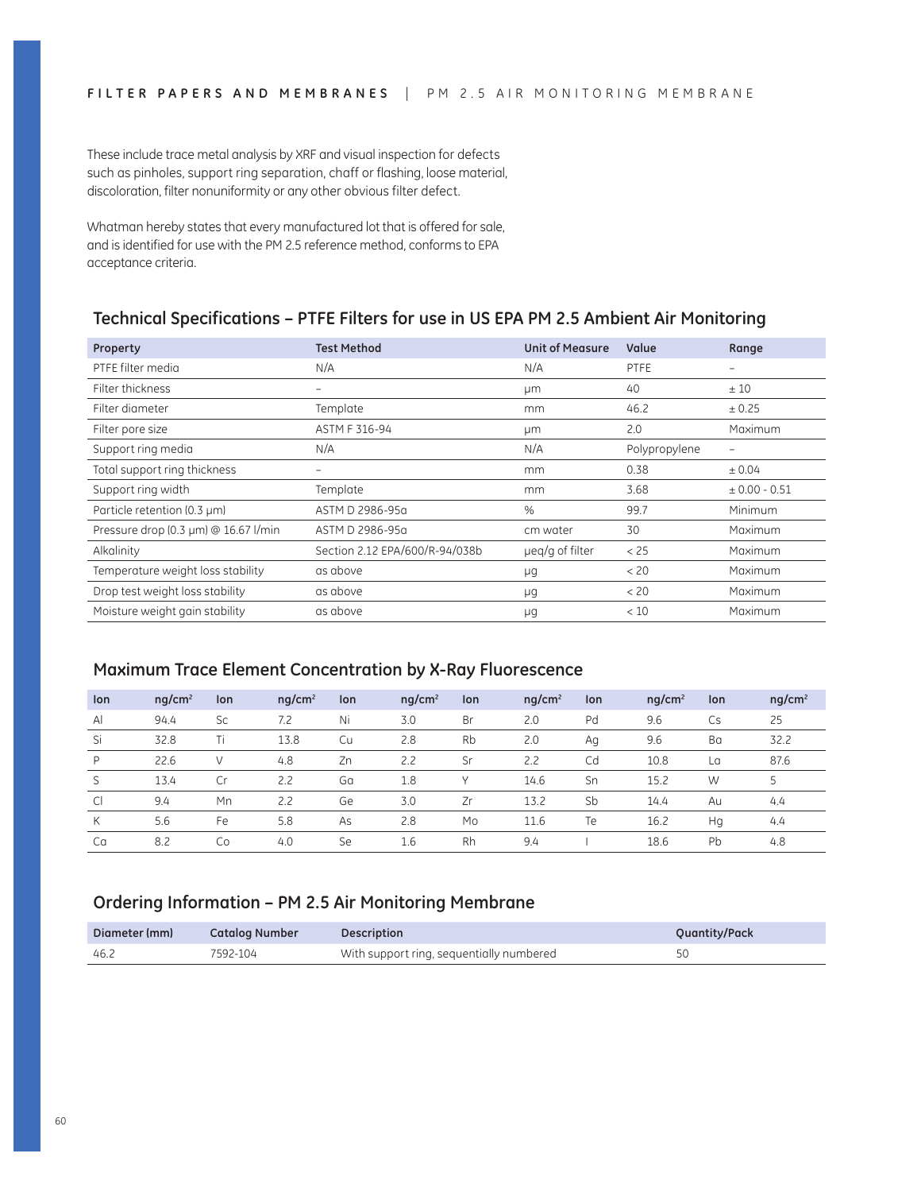These include trace metal analysis by XRF and visual inspection for defects such as pinholes, support ring separation, chaff or flashing, loose material, discoloration, filter nonuniformity or any other obvious filter defect.

Whatman hereby states that every manufactured lot that is offered for sale, and is identified for use with the PM 2.5 reference method, conforms to EPA acceptance criteria.

## Technical Specifications – PTFE Filters for use in US EPA PM 2.5 Ambient Air Monitoring

| Property | Test Method | Unit of Measure | Value | Range |
|---|---|---|---|---|
| PTFE filter media | N/A | N/A | PTFE | – |
| Filter thickness | – | μm | 40 | ± 10 |
| Filter diameter | Template | mm | 46.2 | ± 0.25 |
| Filter pore size | ASTM F 316-94 | μm | 2.0 | Maximum |
| Support ring media | N/A | N/A | Polypropylene | – |
| Total support ring thickness | – | mm | 0.38 | ± 0.04 |
| Support ring width | Template | mm | 3.68 | ± 0.00 - 0.51 |
| Particle retention (0.3 μm) | ASTM D 2986-95a | % | 99.7 | Minimum |
| Pressure drop (0.3 μm) @ 16.67 l/min | ASTM D 2986-95a | cm water | 30 | Maximum |
| Alkalinity | Section 2.12 EPA/600/R-94/038b | μeq/g of filter | < 25 | Maximum |
| Temperature weight loss stability | as above | μg | < 20 | Maximum |
| Drop test weight loss stability | as above | μg | < 20 | Maximum |
| Moisture weight gain stability | as above | μg | < 10 | Maximum |

## Maximum Trace Element Concentration by X-Ray Fluorescence

| Ion | ng/cm$^2$ | Ion | ng/cm$^2$ | Ion | ng/cm$^2$ | Ion | ng/cm$^2$ | Ion | ng/cm$^2$ | Ion | ng/cm$^2$ |
|---|---|---|---|---|---|---|---|---|---|---|---|
| Al | 94.4 | Sc | 7.2 | Ni | 3.0 | Br | 2.0 | Pd | 9.6 | Cs | 25 |
| Si | 32.8 | Ti | 13.8 | Cu | 2.8 | Rb | 2.0 | Ag | 9.6 | Ba | 32.2 |
| P | 22.6 | V | 4.8 | Zn | 2.2 | Sr | 2.2 | Cd | 10.8 | La | 87.6 |
| S | 13.4 | Cr | 2.2 | Ga | 1.8 | Y | 14.6 | Sn | 15.2 | W | 5 |
| Cl | 9.4 | Mn | 2.2 | Ge | 3.0 | Zr | 13.2 | Sb | 14.4 | Au | 4.4 |
| K | 5.6 | Fe | 5.8 | As | 2.8 | Mo | 11.6 | Te | 16.2 | Hg | 4.4 |
| Ca | 8.2 | Co | 4.0 | Se | 1.6 | Rh | 9.4 | I | 18.6 | Pb | 4.8 |

## Ordering Information – PM 2.5 Air Monitoring Membrane

| Diameter (mm) | Catalog Number | Description | Quantity/Pack |
|---|---|---|---|
| 46.2 | 7592-104 | With support ring, sequentially numbered | 50 |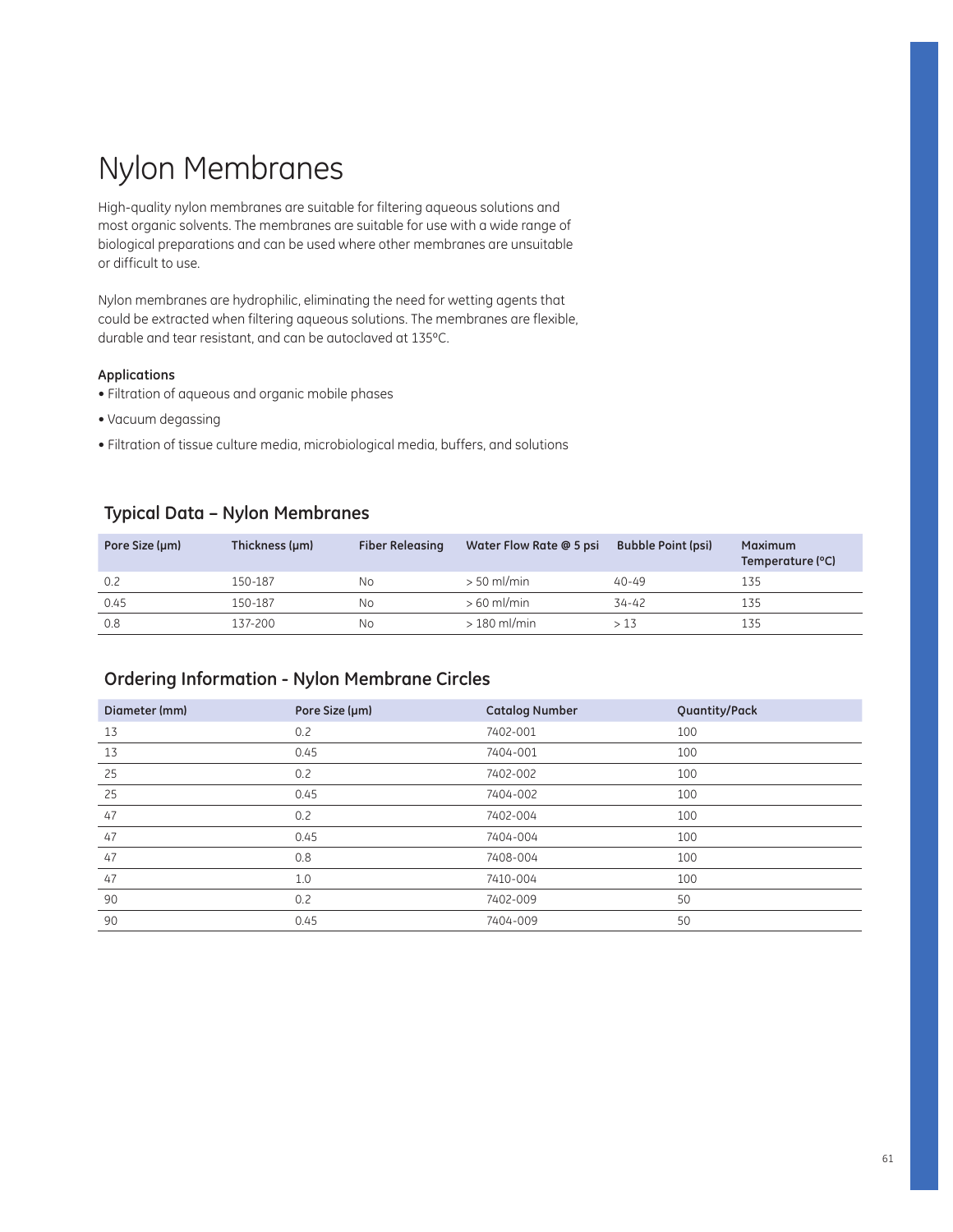# Nylon Membranes

High-quality nylon membranes are suitable for filtering aqueous solutions and most organic solvents. The membranes are suitable for use with a wide range of biological preparations and can be used where other membranes are unsuitable or difficult to use.

Nylon membranes are hydrophilic, eliminating the need for wetting agents that could be extracted when filtering aqueous solutions. The membranes are flexible, durable and tear resistant, and can be autoclaved at 135°C.

**Applications**

- Filtration of aqueous and organic mobile phases
- Vacuum degassing
- Filtration of tissue culture media, microbiological media, buffers, and solutions

## Typical Data – Nylon Membranes

| Pore Size (µm) | Thickness (µm) | Fiber Releasing | Water Flow Rate @ 5 psi | Bubble Point (psi) | Maximum Temperature (°C) |
|---|---|---|---|---|---|
| 0.2 | 150-187 | No | > 50 ml/min | 40-49 | 135 |
| 0.45 | 150-187 | No | > 60 ml/min | 34-42 | 135 |
| 0.8 | 137-200 | No | > 180 ml/min | > 13 | 135 |

## Ordering Information - Nylon Membrane Circles

| Diameter (mm) | Pore Size (µm) | Catalog Number | Quantity/Pack |
|---|---|---|---|
| 13 | 0.2 | 7402-001 | 100 |
| 13 | 0.45 | 7404-001 | 100 |
| 25 | 0.2 | 7402-002 | 100 |
| 25 | 0.45 | 7404-002 | 100 |
| 47 | 0.2 | 7402-004 | 100 |
| 47 | 0.45 | 7404-004 | 100 |
| 47 | 0.8 | 7408-004 | 100 |
| 47 | 1.0 | 7410-004 | 100 |
| 90 | 0.2 | 7402-009 | 50 |
| 90 | 0.45 | 7404-009 | 50 |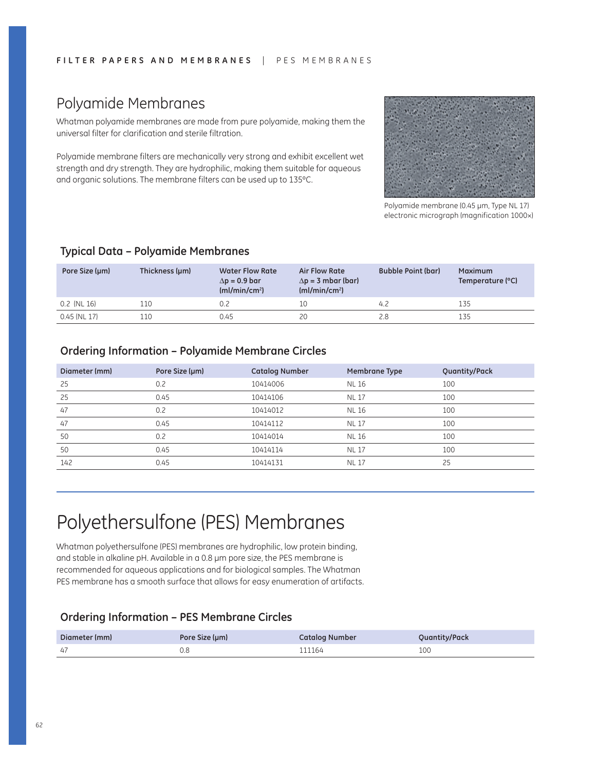# Polyamide Membranes

Whatman polyamide membranes are made from pure polyamide, making them the universal filter for clarification and sterile filtration.

Polyamide membrane filters are mechanically very strong and exhibit excellent wet strength and dry strength. They are hydrophilic, making them suitable for aqueous and organic solutions. The membrane filters can be used up to 135°C.

Polyamide membrane (0.45 µm, Type NL 17) electronic micrograph (magnification 1000×)

### Typical Data – Polyamide Membranes

| Pore Size (µm) | Thickness (µm) | Water Flow Rate $\Delta p$ = 0.9 bar (ml/min/cm²) | Air Flow Rate $\Delta p$ = 3 mbar (bar) (ml/min/cm²) | Bubble Point (bar) | Maximum Temperature (°C) |
|---|---|---|---|---|---|
| 0.2 (NL 16) | 110 | 0.2 | 10 | 4.2 | 135 |
| 0.45 (NL 17) | 110 | 0.45 | 20 | 2.8 | 135 |

### Ordering Information – Polyamide Membrane Circles

| Diameter (mm) | Pore Size (µm) | Catalog Number | Membrane Type | Quantity/Pack |
|---|---|---|---|---|
| 25 | 0.2 | 10414006 | NL 16 | 100 |
| 25 | 0.45 | 10414106 | NL 17 | 100 |
| 47 | 0.2 | 10414012 | NL 16 | 100 |
| 47 | 0.45 | 10414112 | NL 17 | 100 |
| 50 | 0.2 | 10414014 | NL 16 | 100 |
| 50 | 0.45 | 10414114 | NL 17 | 100 |
| 142 | 0.45 | 10414131 | NL 17 | 25 |

# Polyethersulfone (PES) Membranes

Whatman polyethersulfone (PES) membranes are hydrophilic, low protein binding, and stable in alkaline pH. Available in a 0.8 µm pore size, the PES membrane is recommended for aqueous applications and for biological samples. The Whatman PES membrane has a smooth surface that allows for easy enumeration of artifacts.

### Ordering Information – PES Membrane Circles

| Diameter (mm) | Pore Size (µm) | Catalog Number | Quantity/Pack |
|---|---|---|---|
| 47 | 0.8 | 111164 | 100 |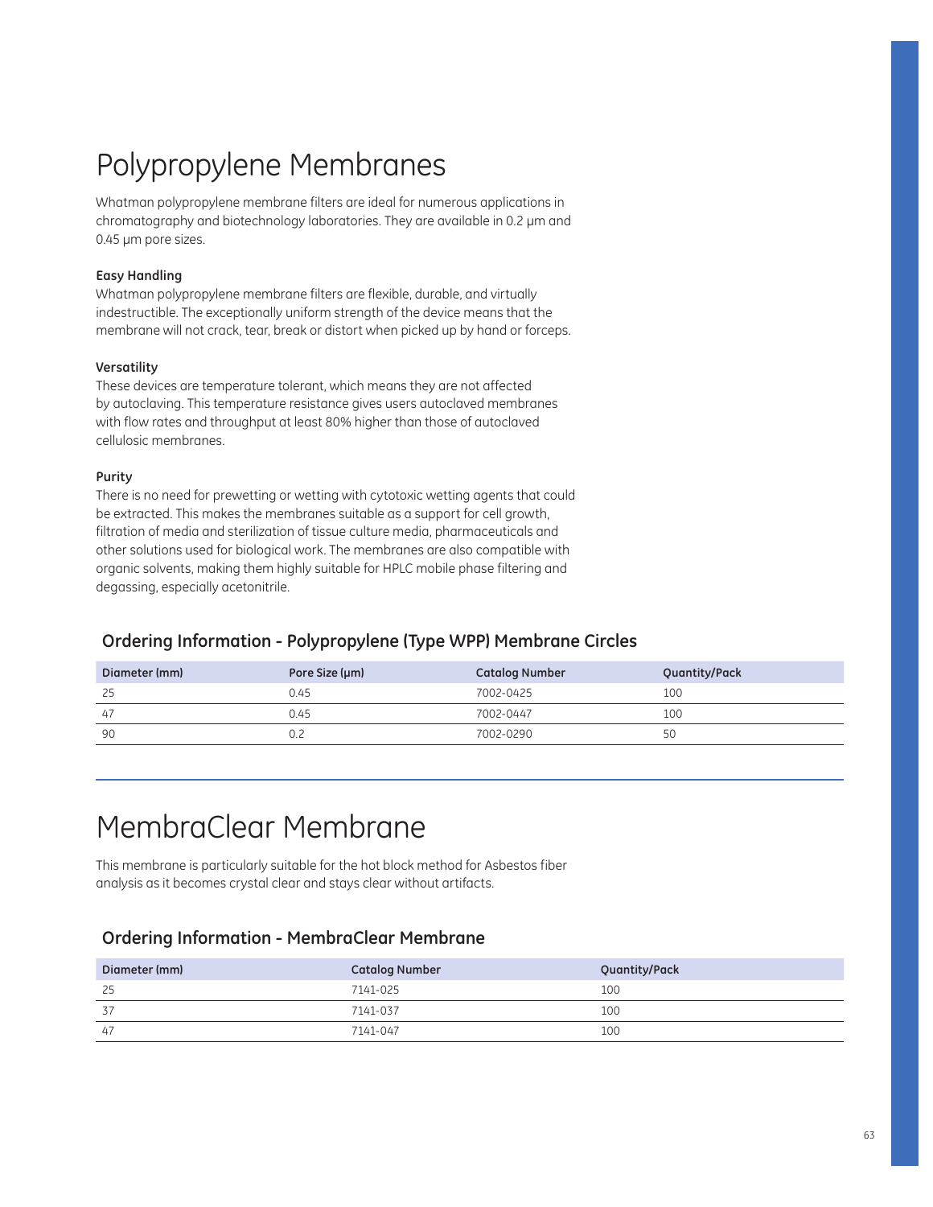# Polypropylene Membranes

Whatman polypropylene membrane filters are ideal for numerous applications in chromatography and biotechnology laboratories. They are available in 0.2 µm and 0.45 µm pore sizes.

**Easy Handling**

Whatman polypropylene membrane filters are flexible, durable, and virtually indestructible. The exceptionally uniform strength of the device means that the membrane will not crack, tear, break or distort when picked up by hand or forceps.

**Versatility**

These devices are temperature tolerant, which means they are not affected by autoclaving. This temperature resistance gives users autoclaved membranes with flow rates and throughput at least 80% higher than those of autoclaved cellulosic membranes.

**Purity**

There is no need for prewetting or wetting with cytotoxic wetting agents that could be extracted. This makes the membranes suitable as a support for cell growth, filtration of media and sterilization of tissue culture media, pharmaceuticals and other solutions used for biological work. The membranes are also compatible with organic solvents, making them highly suitable for HPLC mobile phase filtering and degassing, especially acetonitrile.

## Ordering Information - Polypropylene (Type WPP) Membrane Circles

| Diameter (mm) | Pore Size (µm) | Catalog Number | Quantity/Pack |
|---|---|---|---|
| 25 | 0.45 | 7002-0425 | 100 |
| 47 | 0.45 | 7002-0447 | 100 |
| 90 | 0.2 | 7002-0290 | 50 |

# MembraClear Membrane

This membrane is particularly suitable for the hot block method for Asbestos fiber analysis as it becomes crystal clear and stays clear without artifacts.

## Ordering Information - MembraClear Membrane

| Diameter (mm) | Catalog Number | Quantity/Pack |
|---|---|---|
| 25 | 7141-025 | 100 |
| 37 | 7141-037 | 100 |
| 47 | 7141-047 | 100 |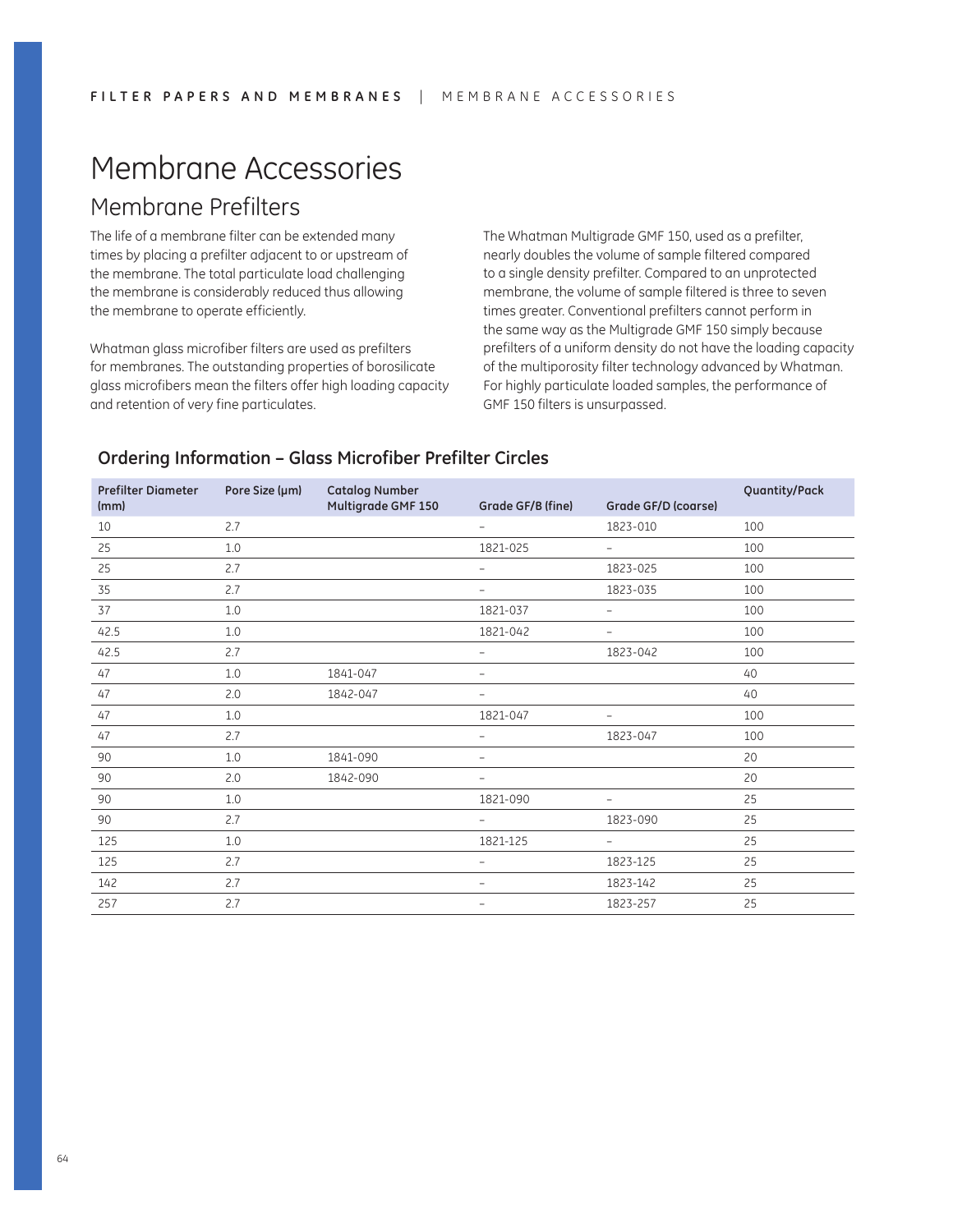# Membrane Accessories

## Membrane Prefilters

The life of a membrane filter can be extended many times by placing a prefilter adjacent to or upstream of the membrane. The total particulate load challenging the membrane is considerably reduced thus allowing the membrane to operate efficiently.

Whatman glass microfiber filters are used as prefilters for membranes. The outstanding properties of borosilicate glass microfibers mean the filters offer high loading capacity and retention of very fine particulates.

The Whatman Multigrade GMF 150, used as a prefilter, nearly doubles the volume of sample filtered compared to a single density prefilter. Compared to an unprotected membrane, the volume of sample filtered is three to seven times greater. Conventional prefilters cannot perform in the same way as the Multigrade GMF 150 simply because prefilters of a uniform density do not have the loading capacity of the multiporosity filter technology advanced by Whatman. For highly particulate loaded samples, the performance of GMF 150 filters is unsurpassed.

### Ordering Information – Glass Microfiber Prefilter Circles

| Prefilter Diameter (mm) | Pore Size (µm) | Catalog Number Multigrade GMF 150 | Grade GF/B (fine) | Grade GF/D (coarse) | Quantity/Pack |
|---|---|---|---|---|---|
| 10 | 2.7 | | – | 1823-010 | 100 |
| 25 | 1.0 | | 1821-025 | – | 100 |
| 25 | 2.7 | | – | 1823-025 | 100 |
| 35 | 2.7 | | – | 1823-035 | 100 |
| 37 | 1.0 | | 1821-037 | – | 100 |
| 42.5 | 1.0 | | 1821-042 | – | 100 |
| 42.5 | 2.7 | | – | 1823-042 | 100 |
| 47 | 1.0 | 1841-047 | – | | 40 |
| 47 | 2.0 | 1842-047 | – | | 40 |
| 47 | 1.0 | | 1821-047 | – | 100 |
| 47 | 2.7 | | – | 1823-047 | 100 |
| 90 | 1.0 | 1841-090 | – | | 20 |
| 90 | 2.0 | 1842-090 | – | | 20 |
| 90 | 1.0 | | 1821-090 | – | 25 |
| 90 | 2.7 | | – | 1823-090 | 25 |
| 125 | 1.0 | | 1821-125 | – | 25 |
| 125 | 2.7 | | – | 1823-125 | 25 |
| 142 | 2.7 | | – | 1823-142 | 25 |
| 257 | 2.7 | | – | 1823-257 | 25 |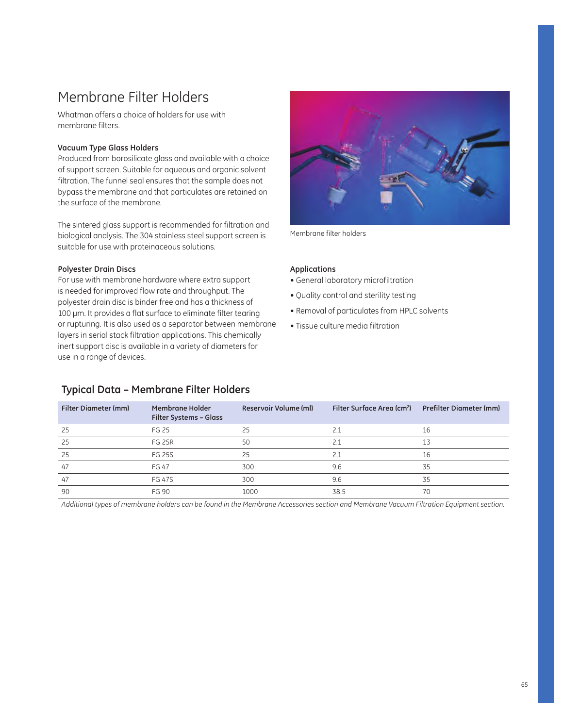# Membrane Filter Holders

Whatman offers a choice of holders for use with membrane filters.

### Vacuum Type Glass Holders

Produced from borosilicate glass and available with a choice of support screen. Suitable for aqueous and organic solvent filtration. The funnel seal ensures that the sample does not bypass the membrane and that particulates are retained on the surface of the membrane.

The sintered glass support is recommended for filtration and biological analysis. The 304 stainless steel support screen is suitable for use with proteinaceous solutions.

### Polyester Drain Discs

For use with membrane hardware where extra support is needed for improved flow rate and throughput. The polyester drain disc is binder free and has a thickness of 100 µm. It provides a flat surface to eliminate filter tearing or rupturing. It is also used as a separator between membrane layers in serial stack filtration applications. This chemically inert support disc is available in a variety of diameters for use in a range of devices.

Membrane filter holders

### Applications

- General laboratory microfiltration
- Quality control and sterility testing
- Removal of particulates from HPLC solvents
- Tissue culture media filtration

## Typical Data – Membrane Filter Holders

| Filter Diameter (mm) | Membrane Holder Filter Systems – Glass | Reservoir Volume (ml) | Filter Surface Area (cm²) | Prefilter Diameter (mm) |
|---|---|---|---|---|
| 25 | FG 25 | 25 | 2.1 | 16 |
| 25 | FG 25R | 50 | 2.1 | 13 |
| 25 | FG 25S | 25 | 2.1 | 16 |
| 47 | FG 47 | 300 | 9.6 | 35 |
| 47 | FG 47S | 300 | 9.6 | 35 |
| 90 | FG 90 | 1000 | 38.5 | 70 |

*Additional types of membrane holders can be found in the Membrane Accessories section and Membrane Vacuum Filtration Equipment section.*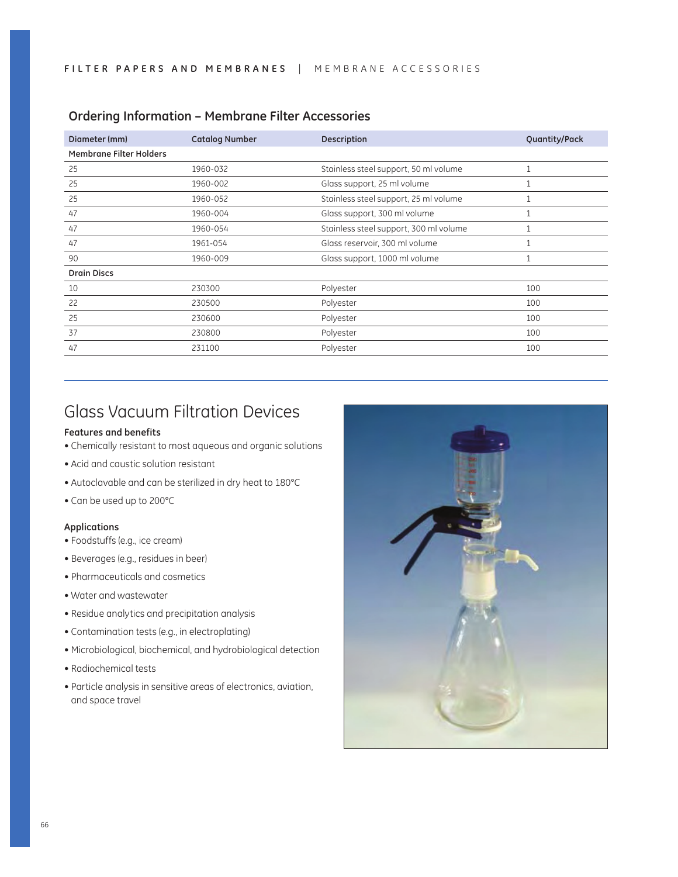## Ordering Information – Membrane Filter Accessories

| Diameter (mm) | Catalog Number | Description | Quantity/Pack |
|---|---|---|---|
| **Membrane Filter Holders** | | | |
| 25 | 1960-032 | Stainless steel support, 50 ml volume | 1 |
| 25 | 1960-002 | Glass support, 25 ml volume | 1 |
| 25 | 1960-052 | Stainless steel support, 25 ml volume | 1 |
| 47 | 1960-004 | Glass support, 300 ml volume | 1 |
| 47 | 1960-054 | Stainless steel support, 300 ml volume | 1 |
| 47 | 1961-054 | Glass reservoir, 300 ml volume | 1 |
| 90 | 1960-009 | Glass support, 1000 ml volume | 1 |
| **Drain Discs** | | | |
| 10 | 230300 | Polyester | 100 |
| 22 | 230500 | Polyester | 100 |
| 25 | 230600 | Polyester | 100 |
| 37 | 230800 | Polyester | 100 |
| 47 | 231100 | Polyester | 100 |

# Glass Vacuum Filtration Devices

**Features and benefits**

- Chemically resistant to most aqueous and organic solutions
- Acid and caustic solution resistant
- Autoclavable and can be sterilized in dry heat to 180°C
- Can be used up to 200°C

**Applications**

- Foodstuffs (e.g., ice cream)
- Beverages (e.g., residues in beer)
- Pharmaceuticals and cosmetics
- Water and wastewater
- Residue analytics and precipitation analysis
- Contamination tests (e.g., in electroplating)
- Microbiological, biochemical, and hydrobiological detection
- Radiochemical tests
- Particle analysis in sensitive areas of electronics, aviation, and space travel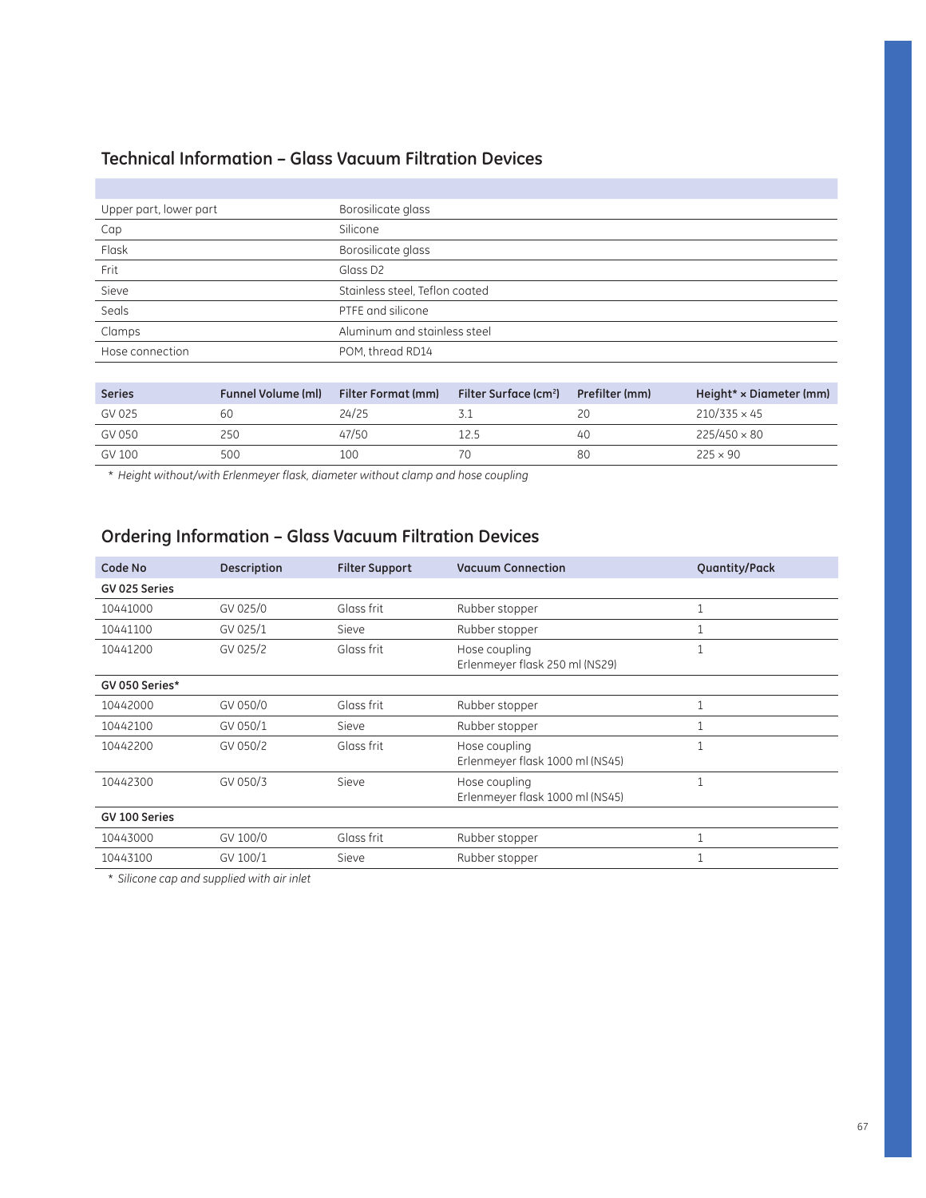## Technical Information – Glass Vacuum Filtration Devices

| | |
|---|---|
| Upper part, lower part | Borosilicate glass |
| Cap | Silicone |
| Flask | Borosilicate glass |
| Frit | Glass D2 |
| Sieve | Stainless steel, Teflon coated |
| Seals | PTFE and silicone |
| Clamps | Aluminum and stainless steel |
| Hose connection | POM, thread RD14 |

| Series | Funnel Volume (ml) | Filter Format (mm) | Filter Surface (cm²) | Prefilter (mm) | Height* × Diameter (mm) |
|---|---|---|---|---|---|
| GV 025 | 60 | 24/25 | 3.1 | 20 | 210/335 × 45 |
| GV 050 | 250 | 47/50 | 12.5 | 40 | 225/450 × 80 |
| GV 100 | 500 | 100 | 70 | 80 | 225 × 90 |

* *Height without/with Erlenmeyer flask, diameter without clamp and hose coupling*

## Ordering Information – Glass Vacuum Filtration Devices

| Code No | Description | Filter Support | Vacuum Connection | Quantity/Pack |
|---|---|---|---|---|
| **GV 025 Series** | | | | |
| 10441000 | GV 025/0 | Glass frit | Rubber stopper | 1 |
| 10441100 | GV 025/1 | Sieve | Rubber stopper | 1 |
| 10441200 | GV 025/2 | Glass frit | Hose coupling Erlenmeyer flask 250 ml (NS29) | 1 |
| **GV 050 Series*** | | | | |
| 10442000 | GV 050/0 | Glass frit | Rubber stopper | 1 |
| 10442100 | GV 050/1 | Sieve | Rubber stopper | 1 |
| 10442200 | GV 050/2 | Glass frit | Hose coupling Erlenmeyer flask 1000 ml (NS45) | 1 |
| 10442300 | GV 050/3 | Sieve | Hose coupling Erlenmeyer flask 1000 ml (NS45) | 1 |
| **GV 100 Series** | | | | |
| 10443000 | GV 100/0 | Glass frit | Rubber stopper | 1 |
| 10443100 | GV 100/1 | Sieve | Rubber stopper | 1 |

* *Silicone cap and supplied with air inlet*